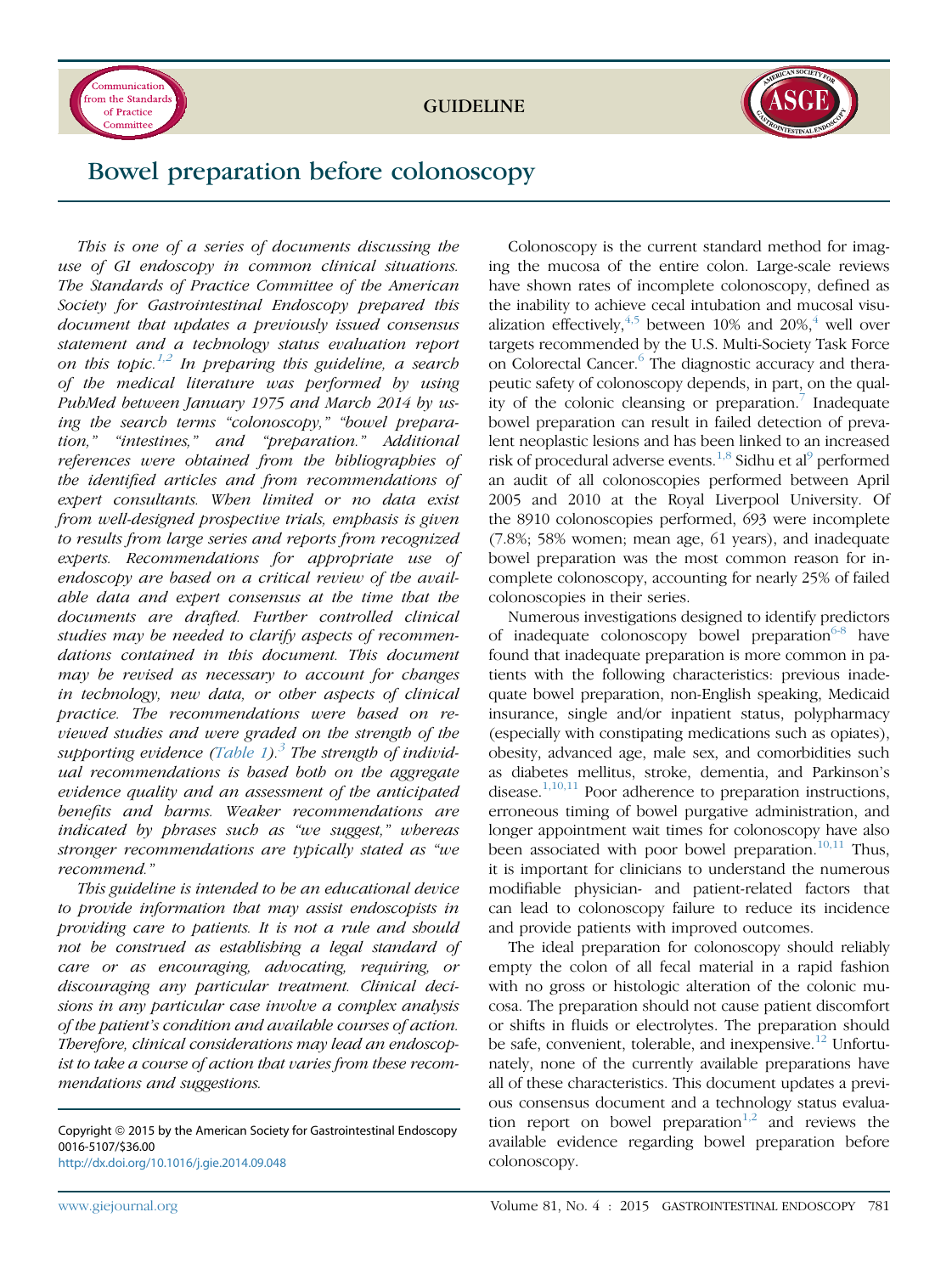GUIDELINE

# Bowel preparation before colonoscopy

*This is one of a series of documents discussing the use of GI endoscopy in common clinical situations. The Standards of Practice Committee of the American Society for Gastrointestinal Endoscopy prepared this document that updates a previously issued consensus statement and a technology status evaluation report on this topic.[1,2] In preparing this guideline, a search of the medical literature was performed by using PubMed between January 1975 and March 2014 by using the search terms "colonoscopy," "bowel preparation," "intestines," and "preparation." Additional references were obtained from the bibliographies of the identified articles and from recommendations of expert consultants. When limited or no data exist from well-designed prospective trials, emphasis is given to results from large series and reports from recognized experts. Recommendations for appropriate use of endoscopy are based on a critical review of the available data and expert consensus at the time that the documents are drafted. Further controlled clinical studies may be needed to clarify aspects of recommendations contained in this document. This document may be revised as necessary to account for changes in technology, new data, or other aspects of clinical practice. The recommendations were based on reviewed studies and were graded on the strength of the supporting evidence (Table 1).[3] The strength of individual recommendations is based both on the aggregate evidence quality and an assessment of the anticipated benefits and harms. Weaker recommendations are indicated by phrases such as "we suggest," whereas stronger recommendations are typically stated as "we recommend."*

*This guideline is intended to be an educational device to provide information that may assist endoscopists in providing care to patients. It is not a rule and should not be construed as establishing a legal standard of care or as encouraging, advocating, requiring, or discouraging any particular treatment. Clinical decisions in any particular case involve a complex analysis of the patient's condition and available courses of action. Therefore, clinical considerations may lead an endoscopist to take a course of action that varies from these recommendations and suggestions.*

Copyright © 2015 by the American Society for Gastrointestinal Endoscopy
0016-5107/$36.00
http://dx.doi.org/10.1016/j.gie.2014.09.048

Colonoscopy is the current standard method for imaging the mucosa of the entire colon. Large-scale reviews have shown rates of incomplete colonoscopy, defined as the inability to achieve cecal intubation and mucosal visualization effectively,[4,5] between 10% and 20%,[4] well over targets recommended by the U.S. Multi-Society Task Force on Colorectal Cancer.[6] The diagnostic accuracy and therapeutic safety of colonoscopy depends, in part, on the quality of the colonic cleansing or preparation.[7] Inadequate bowel preparation can result in failed detection of prevalent neoplastic lesions and has been linked to an increased risk of procedural adverse events.[1,8] Sidhu et al[9] performed an audit of all colonoscopies performed between April 2005 and 2010 at the Royal Liverpool University. Of the 8910 colonoscopies performed, 693 were incomplete (7.8%; 58% women; mean age, 61 years), and inadequate bowel preparation was the most common reason for incomplete colonoscopy, accounting for nearly 25% of failed colonoscopies in their series.

Numerous investigations designed to identify predictors of inadequate colonoscopy bowel preparation[6-8] have found that inadequate preparation is more common in patients with the following characteristics: previous inadequate bowel preparation, non-English speaking, Medicaid insurance, single and/or inpatient status, polypharmacy (especially with constipating medications such as opiates), obesity, advanced age, male sex, and comorbidities such as diabetes mellitus, stroke, dementia, and Parkinson's disease.[1,10,11] Poor adherence to preparation instructions, erroneous timing of bowel purgative administration, and longer appointment wait times for colonoscopy have also been associated with poor bowel preparation.[10,11] Thus, it is important for clinicians to understand the numerous modifiable physician- and patient-related factors that can lead to colonoscopy failure to reduce its incidence and provide patients with improved outcomes.

The ideal preparation for colonoscopy should reliably empty the colon of all fecal material in a rapid fashion with no gross or histologic alteration of the colonic mucosa. The preparation should not cause patient discomfort or shifts in fluids or electrolytes. The preparation should be safe, convenient, tolerable, and inexpensive.[12] Unfortunately, none of the currently available preparations have all of these characteristics. This document updates a previous consensus document and a technology status evaluation report on bowel preparation[1,2] and reviews the available evidence regarding bowel preparation before colonoscopy.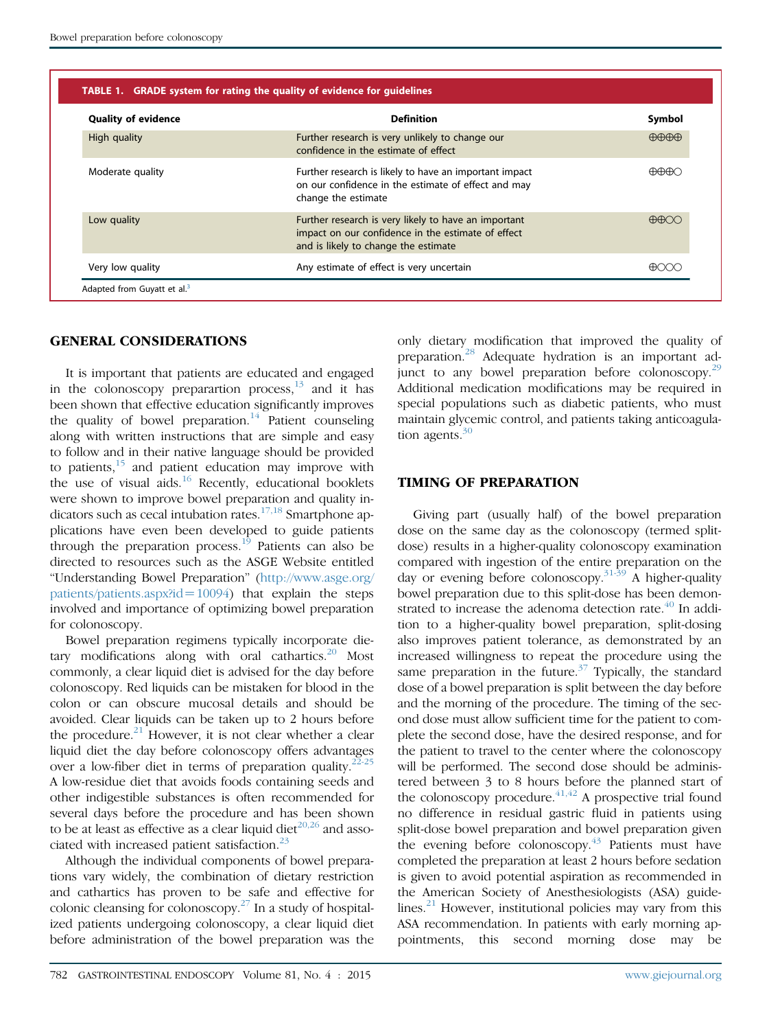**TABLE 1. GRADE system for rating the quality of evidence for guidelines**

| Quality of evidence | Definition | Symbol |
|---|---|---|
| High quality | Further research is very unlikely to change our confidence in the estimate of effect | ⊕⊕⊕⊕ |
| Moderate quality | Further research is likely to have an important impact on our confidence in the estimate of effect and may change the estimate | ⊕⊕⊕○ |
| Low quality | Further research is very likely to have an important impact on our confidence in the estimate of effect and is likely to change the estimate | ⊕⊕○○ |
| Very low quality | Any estimate of effect is very uncertain | ⊕○○○ |

Adapted from Guyatt et al.[3]

## GENERAL CONSIDERATIONS

It is important that patients are educated and engaged in the colonoscopy preparartion process,[13] and it has been shown that effective education significantly improves the quality of bowel preparation.[14] Patient counseling along with written instructions that are simple and easy to follow and in their native language should be provided to patients,[15] and patient education may improve with the use of visual aids.[16] Recently, educational booklets were shown to improve bowel preparation and quality indicators such as cecal intubation rates.[17,18] Smartphone applications have even been developed to guide patients through the preparation process.[19] Patients can also be directed to resources such as the ASGE Website entitled "Understanding Bowel Preparation" (http://www.asge.org/patients/patients.aspx?id=10094) that explain the steps involved and importance of optimizing bowel preparation for colonoscopy.

Bowel preparation regimens typically incorporate dietary modifications along with oral cathartics.[20] Most commonly, a clear liquid diet is advised for the day before colonoscopy. Red liquids can be mistaken for blood in the colon or can obscure mucosal details and should be avoided. Clear liquids can be taken up to 2 hours before the procedure.[21] However, it is not clear whether a clear liquid diet the day before colonoscopy offers advantages over a low-fiber diet in terms of preparation quality.[22-25] A low-residue diet that avoids foods containing seeds and other indigestible substances is often recommended for several days before the procedure and has been shown to be at least as effective as a clear liquid diet[20,26] and associated with increased patient satisfaction.[23]

Although the individual components of bowel preparations vary widely, the combination of dietary restriction and cathartics has proven to be safe and effective for colonic cleansing for colonoscopy.[27] In a study of hospitalized patients undergoing colonoscopy, a clear liquid diet before administration of the bowel preparation was the only dietary modification that improved the quality of preparation.[28] Adequate hydration is an important adjunct to any bowel preparation before colonoscopy.[29] Additional medication modifications may be required in special populations such as diabetic patients, who must maintain glycemic control, and patients taking anticoagulation agents.[30]

## TIMING OF PREPARATION

Giving part (usually half) of the bowel preparation dose on the same day as the colonoscopy (termed split-dose) results in a higher-quality colonoscopy examination compared with ingestion of the entire preparation on the day or evening before colonoscopy.[31-39] A higher-quality bowel preparation due to this split-dose has been demonstrated to increase the adenoma detection rate.[40] In addition to a higher-quality bowel preparation, split-dosing also improves patient tolerance, as demonstrated by an increased willingness to repeat the procedure using the same preparation in the future.[37] Typically, the standard dose of a bowel preparation is split between the day before and the morning of the procedure. The timing of the second dose must allow sufficient time for the patient to complete the second dose, have the desired response, and for the patient to travel to the center where the colonoscopy will be performed. The second dose should be administered between 3 to 8 hours before the planned start of the colonoscopy procedure.[41,42] A prospective trial found no difference in residual gastric fluid in patients using split-dose bowel preparation and bowel preparation given the evening before colonoscopy.[43] Patients must have completed the preparation at least 2 hours before sedation is given to avoid potential aspiration as recommended in the American Society of Anesthesiologists (ASA) guidelines.[21] However, institutional policies may vary from this ASA recommendation. In patients with early morning appointments, this second morning dose may be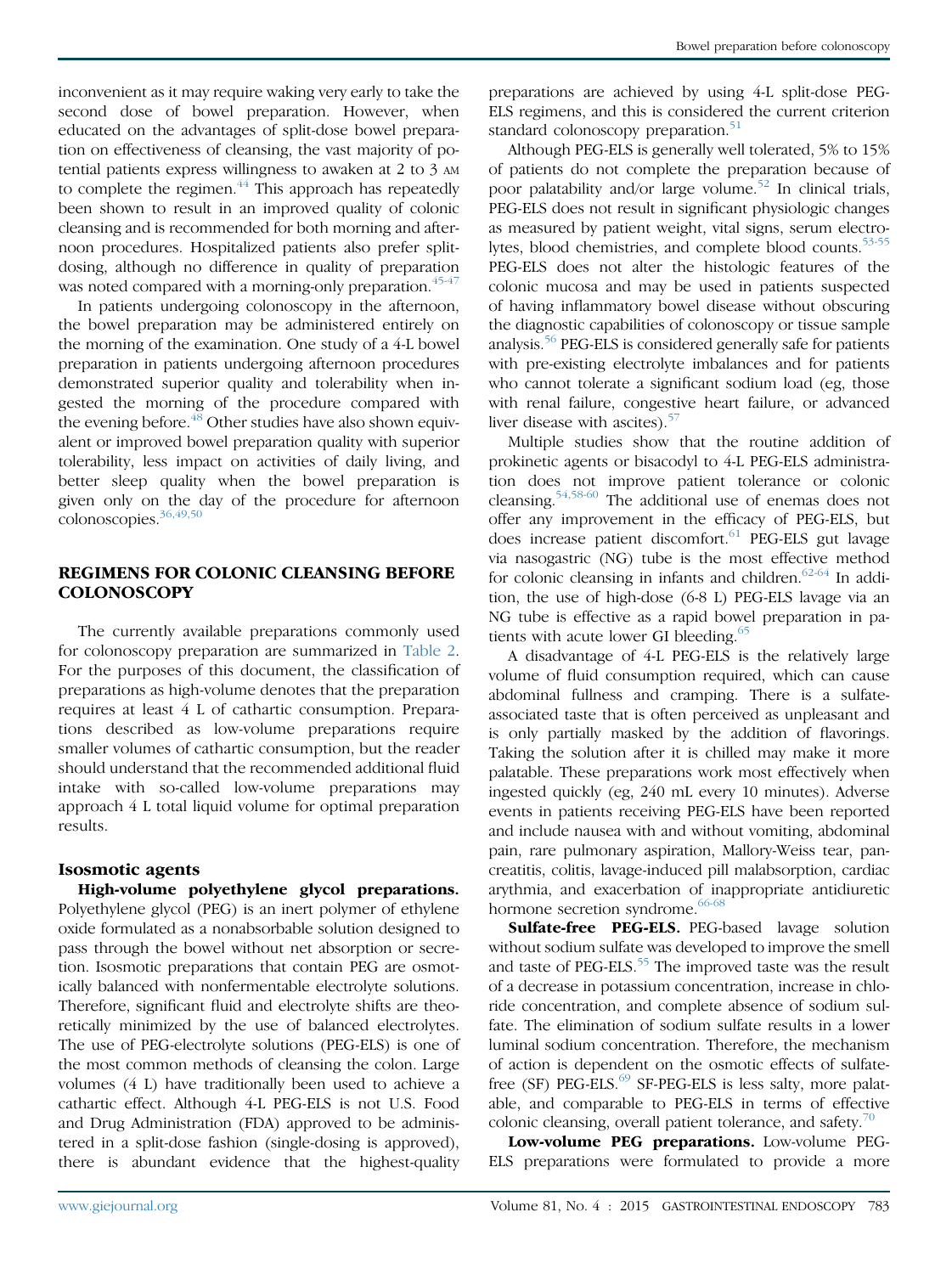inconvenient as it may require waking very early to take the second dose of bowel preparation. However, when educated on the advantages of split-dose bowel preparation on effectiveness of cleansing, the vast majority of potential patients express willingness to awaken at 2 to 3 AM to complete the regimen.[44] This approach has repeatedly been shown to result in an improved quality of colonic cleansing and is recommended for both morning and afternoon procedures. Hospitalized patients also prefer split-dosing, although no difference in quality of preparation was noted compared with a morning-only preparation.[45-47]

In patients undergoing colonoscopy in the afternoon, the bowel preparation may be administered entirely on the morning of the examination. One study of a 4-L bowel preparation in patients undergoing afternoon procedures demonstrated superior quality and tolerability when ingested the morning of the procedure compared with the evening before.[48] Other studies have also shown equivalent or improved bowel preparation quality with superior tolerability, less impact on activities of daily living, and better sleep quality when the bowel preparation is given only on the day of the procedure for afternoon colonoscopies.[36,49,50]

## REGIMENS FOR COLONIC CLEANSING BEFORE COLONOSCOPY

The currently available preparations commonly used for colonoscopy preparation are summarized in Table 2. For the purposes of this document, the classification of preparations as high-volume denotes that the preparation requires at least 4 L of cathartic consumption. Preparations described as low-volume preparations require smaller volumes of cathartic consumption, but the reader should understand that the recommended additional fluid intake with so-called low-volume preparations may approach 4 L total liquid volume for optimal preparation results.

### Isosmotic agents

**High-volume polyethylene glycol preparations.** Polyethylene glycol (PEG) is an inert polymer of ethylene oxide formulated as a nonabsorbable solution designed to pass through the bowel without net absorption or secretion. Isosmotic preparations that contain PEG are osmotically balanced with nonfermentable electrolyte solutions. Therefore, significant fluid and electrolyte shifts are theoretically minimized by the use of balanced electrolytes. The use of PEG-electrolyte solutions (PEG-ELS) is one of the most common methods of cleansing the colon. Large volumes (4 L) have traditionally been used to achieve a cathartic effect. Although 4-L PEG-ELS is not U.S. Food and Drug Administration (FDA) approved to be administered in a split-dose fashion (single-dosing is approved), there is abundant evidence that the highest-quality preparations are achieved by using 4-L split-dose PEG-ELS regimens, and this is considered the current criterion standard colonoscopy preparation.[51]

Although PEG-ELS is generally well tolerated, 5% to 15% of patients do not complete the preparation because of poor palatability and/or large volume.[52] In clinical trials, PEG-ELS does not result in significant physiologic changes as measured by patient weight, vital signs, serum electrolytes, blood chemistries, and complete blood counts.[53-55] PEG-ELS does not alter the histologic features of the colonic mucosa and may be used in patients suspected of having inflammatory bowel disease without obscuring the diagnostic capabilities of colonoscopy or tissue sample analysis.[56] PEG-ELS is considered generally safe for patients with pre-existing electrolyte imbalances and for patients who cannot tolerate a significant sodium load (eg, those with renal failure, congestive heart failure, or advanced liver disease with ascites).[57]

Multiple studies show that the routine addition of prokinetic agents or bisacodyl to 4-L PEG-ELS administration does not improve patient tolerance or colonic cleansing.[54,58-60] The additional use of enemas does not offer any improvement in the efficacy of PEG-ELS, but does increase patient discomfort.[61] PEG-ELS gut lavage via nasogastric (NG) tube is the most effective method for colonic cleansing in infants and children.[62-64] In addition, the use of high-dose (6-8 L) PEG-ELS lavage via an NG tube is effective as a rapid bowel preparation in patients with acute lower GI bleeding.[65]

A disadvantage of 4-L PEG-ELS is the relatively large volume of fluid consumption required, which can cause abdominal fullness and cramping. There is a sulfate-associated taste that is often perceived as unpleasant and is only partially masked by the addition of flavorings. Taking the solution after it is chilled may make it more palatable. These preparations work most effectively when ingested quickly (eg, 240 mL every 10 minutes). Adverse events in patients receiving PEG-ELS have been reported and include nausea with and without vomiting, abdominal pain, rare pulmonary aspiration, Mallory-Weiss tear, pancreatitis, colitis, lavage-induced pill malabsorption, cardiac arythmia, and exacerbation of inappropriate antidiuretic hormone secretion syndrome.[66-68]

**Sulfate-free PEG-ELS.** PEG-based lavage solution without sodium sulfate was developed to improve the smell and taste of PEG-ELS.[55] The improved taste was the result of a decrease in potassium concentration, increase in chloride concentration, and complete absence of sodium sulfate. The elimination of sodium sulfate results in a lower luminal sodium concentration. Therefore, the mechanism of action is dependent on the osmotic effects of sulfate-free (SF) PEG-ELS.[69] SF-PEG-ELS is less salty, more palatable, and comparable to PEG-ELS in terms of effective colonic cleansing, overall patient tolerance, and safety.[70]

**Low-volume PEG preparations.** Low-volume PEG-ELS preparations were formulated to provide a more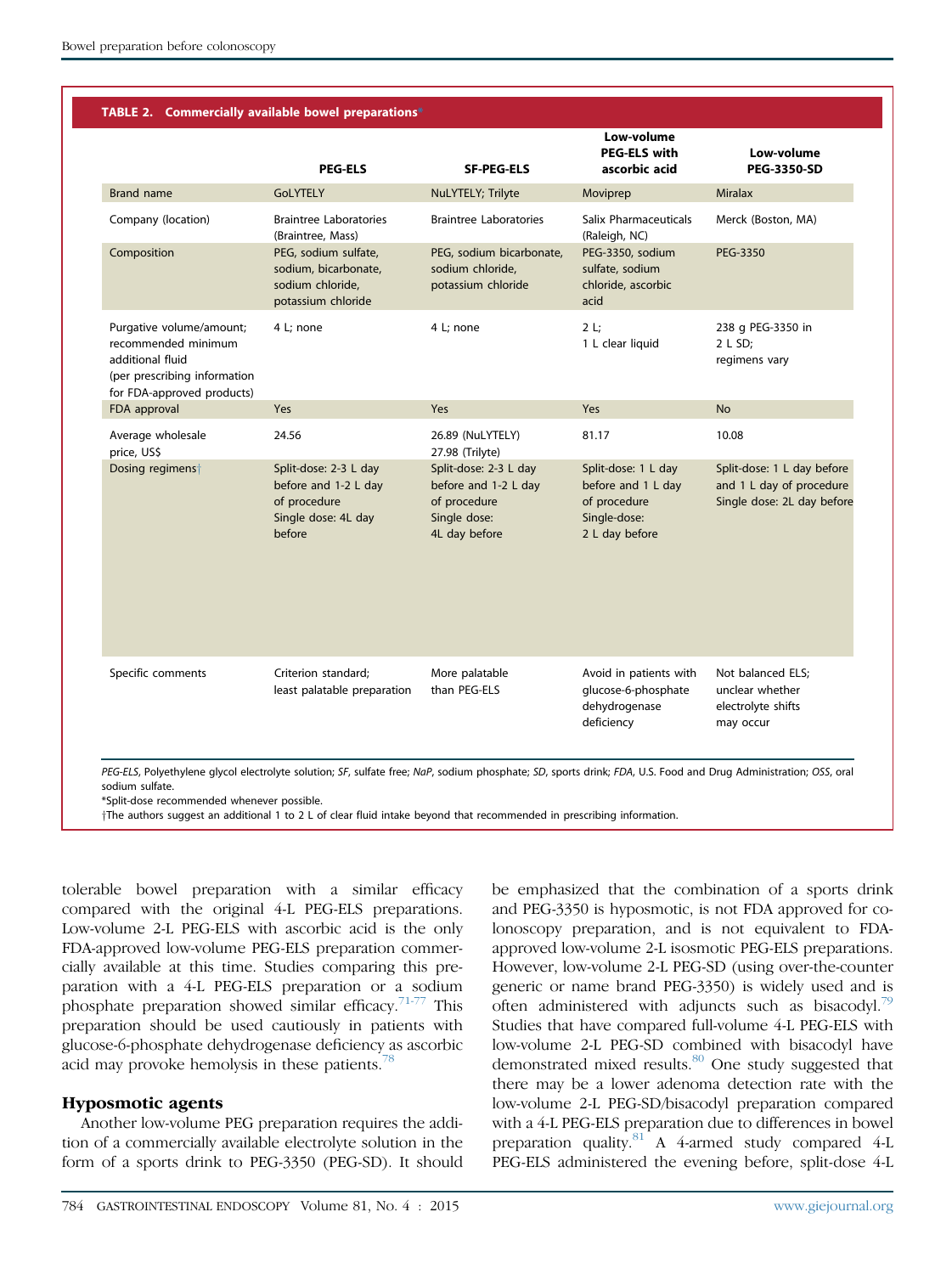**TABLE 2. Commercially available bowel preparations***

| | PEG-ELS | SF-PEG-ELS | Low-volume PEG-ELS with ascorbic acid | Low-volume PEG-3350-SD |
|---|---|---|---|---|
| Brand name | GoLYTELY | NuLYTELY; Trilyte | Moviprep | Miralax |
| Company (location) | Braintree Laboratories (Braintree, Mass) | Braintree Laboratories | Salix Pharmaceuticals (Raleigh, NC) | Merck (Boston, MA) |
| Composition | PEG, sodium sulfate, sodium, bicarbonate, sodium chloride, potassium chloride | PEG, sodium bicarbonate, sodium chloride, potassium chloride | PEG-3350, sodium sulfate, sodium chloride, ascorbic acid | PEG-3350 |
| Purgative volume/amount; recommended minimum additional fluid (per prescribing information for FDA-approved products) | 4 L; none | 4 L; none | 2 L; 1 L clear liquid | 238 g PEG-3350 in 2 L SD; regimens vary |
| FDA approval | Yes | Yes | Yes | No |
| Average wholesale price, US$ | 24.56 | 26.89 (NuLYTELY) 27.98 (Trilyte) | 81.17 | 10.08 |
| Dosing regimens† | Split-dose: 2-3 L day before and 1-2 L day of procedure Single dose: 4L day before | Split-dose: 2-3 L day before and 1-2 L day of procedure Single dose: 4L day before | Split-dose: 1 L day before and 1 L day of procedure Single-dose: 2 L day before | Split-dose: 1 L day before and 1 L day of procedure Single dose: 2L day before |
| Specific comments | Criterion standard; least palatable preparation | More palatable than PEG-ELS | Avoid in patients with glucose-6-phosphate dehydrogenase deficiency | Not balanced ELS; unclear whether electrolyte shifts may occur |

*PEG-ELS*, Polyethylene glycol electrolyte solution; *SF*, sulfate free; *NaP*, sodium phosphate; *SD*, sports drink; *FDA*, U.S. Food and Drug Administration; *OSS*, oral sodium sulfate.
*Split-dose recommended whenever possible.
†The authors suggest an additional 1 to 2 L of clear fluid intake beyond that recommended in prescribing information.

tolerable bowel preparation with a similar efficacy compared with the original 4-L PEG-ELS preparations. Low-volume 2-L PEG-ELS with ascorbic acid is the only FDA-approved low-volume PEG-ELS preparation commercially available at this time. Studies comparing this preparation with a 4-L PEG-ELS preparation or a sodium phosphate preparation showed similar efficacy.[71-77] This preparation should be used cautiously in patients with glucose-6-phosphate dehydrogenase deficiency as ascorbic acid may provoke hemolysis in these patients.[78]

## Hyposmotic agents

Another low-volume PEG preparation requires the addition of a commercially available electrolyte solution in the form of a sports drink to PEG-3350 (PEG-SD). It should be emphasized that the combination of a sports drink and PEG-3350 is hyposmotic, is not FDA approved for colonoscopy preparation, and is not equivalent to FDA-approved low-volume 2-L isosmotic PEG-ELS preparations. However, low-volume 2-L PEG-SD (using over-the-counter generic or name brand PEG-3350) is widely used and is often administered with adjuncts such as bisacodyl.[79] Studies that have compared full-volume 4-L PEG-ELS with low-volume 2-L PEG-SD combined with bisacodyl have demonstrated mixed results.[80] One study suggested that there may be a lower adenoma detection rate with the low-volume 2-L PEG-SD/bisacodyl preparation compared with a 4-L PEG-ELS preparation due to differences in bowel preparation quality.[81] A 4-armed study compared 4-L PEG-ELS administered the evening before, split-dose 4-L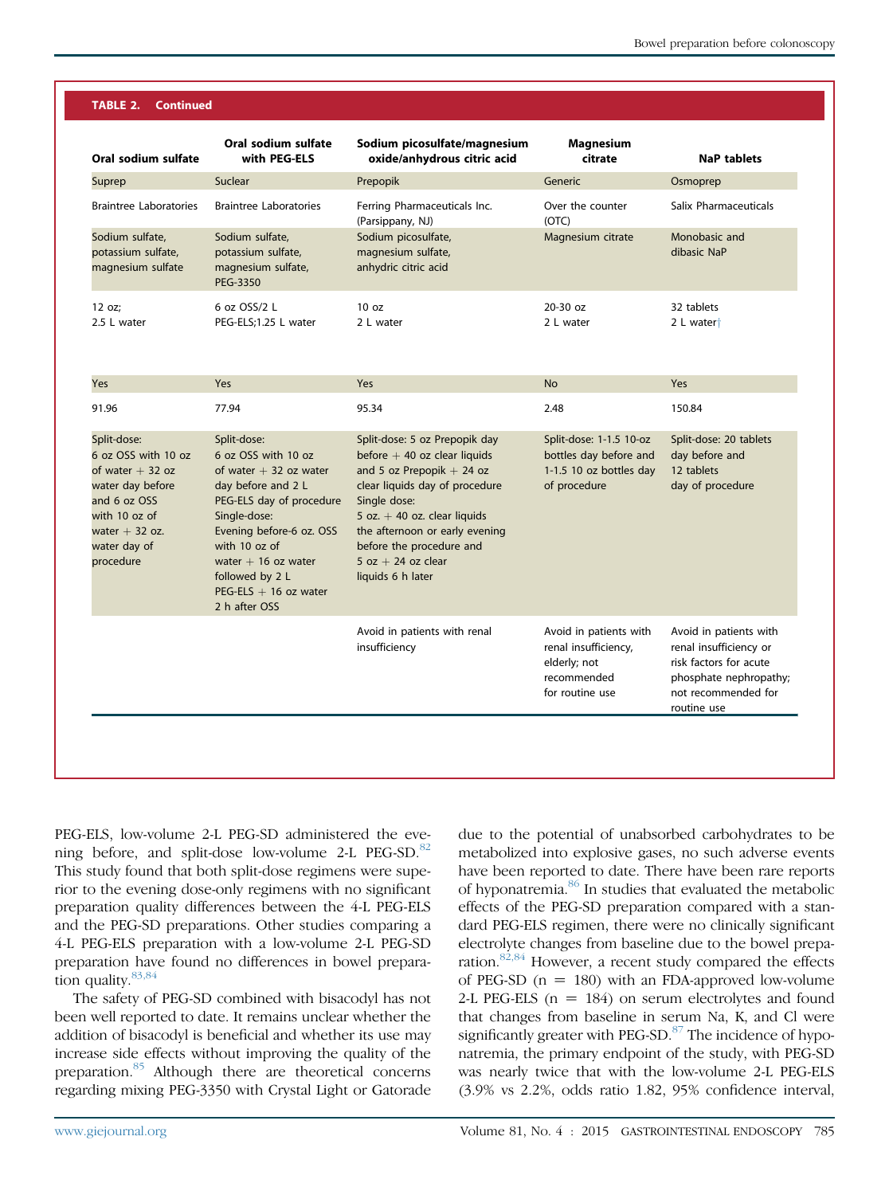**TABLE 2. Continued**

| Oral sodium sulfate | Oral sodium sulfate with PEG-ELS | Sodium picosulfate/magnesium oxide/anhydrous citric acid | Magnesium citrate | NaP tablets |
|---|---|---|---|---|
| Suprep | Suclear | Prepopik | Generic | Osmoprep |
| Braintree Laboratories | Braintree Laboratories | Ferring Pharmaceuticals Inc. (Parsippany, NJ) | Over the counter (OTC) | Salix Pharmaceuticals |
| Sodium sulfate, potassium sulfate, magnesium sulfate | Sodium sulfate, potassium sulfate, magnesium sulfate, PEG-3350 | Sodium picosulfate, magnesium sulfate, anhydric citric acid | Magnesium citrate | Monobasic and dibasic NaP |
| 12 oz; 2.5 L water | 6 oz OSS/2 L PEG-ELS;1.25 L water | 10 oz 2 L water | 20-30 oz 2 L water | 32 tablets 2 L water† |
| Yes | Yes | Yes | No | Yes |
| 91.96 | 77.94 | 95.34 | 2.48 | 150.84 |
| Split-dose: 6 oz OSS with 10 oz of water + 32 oz water day before and 6 oz OSS with 10 oz of water + 32 oz. water day of procedure | Split-dose: 6 oz OSS with 10 oz of water + 32 oz water day before and 2 L PEG-ELS day of procedure Single-dose: Evening before-6 oz. OSS with 10 oz of water + 16 oz water followed by 2 L PEG-ELS + 16 oz water 2 h after OSS | Split-dose: 5 oz Prepopik day before + 40 oz clear liquids and 5 oz Prepopik + 24 oz clear liquids day of procedure Single dose: 5 oz. + 40 oz. clear liquids the afternoon or early evening before the procedure and 5 oz + 24 oz clear liquids 6 h later | Split-dose: 1-1.5 10-oz bottles day before and 1-1.5 10 oz bottles day of procedure | Split-dose: 20 tablets day before and 12 tablets day of procedure |
| | | Avoid in patients with renal insufficiency | Avoid in patients with renal insufficiency, elderly; not recommended for routine use | Avoid in patients with renal insufficiency or risk factors for acute phosphate nephropathy; not recommended for routine use |

PEG-ELS, low-volume 2-L PEG-SD administered the evening before, and split-dose low-volume 2-L PEG-SD.[82] This study found that both split-dose regimens were superior to the evening dose-only regimens with no significant preparation quality differences between the 4-L PEG-ELS and the PEG-SD preparations. Other studies comparing a 4-L PEG-ELS preparation with a low-volume 2-L PEG-SD preparation have found no differences in bowel preparation quality.[83,84]

The safety of PEG-SD combined with bisacodyl has not been well reported to date. It remains unclear whether the addition of bisacodyl is beneficial and whether its use may increase side effects without improving the quality of the preparation.[85] Although there are theoretical concerns regarding mixing PEG-3350 with Crystal Light or Gatorade due to the potential of unabsorbed carbohydrates to be metabolized into explosive gases, no such adverse events have been reported to date. There have been rare reports of hyponatremia.[86] In studies that evaluated the metabolic effects of the PEG-SD preparation compared with a standard PEG-ELS regimen, there were no clinically significant electrolyte changes from baseline due to the bowel preparation.[82,84] However, a recent study compared the effects of PEG-SD (n = 180) with an FDA-approved low-volume 2-L PEG-ELS (n = 184) on serum electrolytes and found that changes from baseline in serum Na, K, and Cl were significantly greater with PEG-SD.[87] The incidence of hyponatremia, the primary endpoint of the study, with PEG-SD was nearly twice that with the low-volume 2-L PEG-ELS (3.9% vs 2.2%, odds ratio 1.82, 95% confidence interval,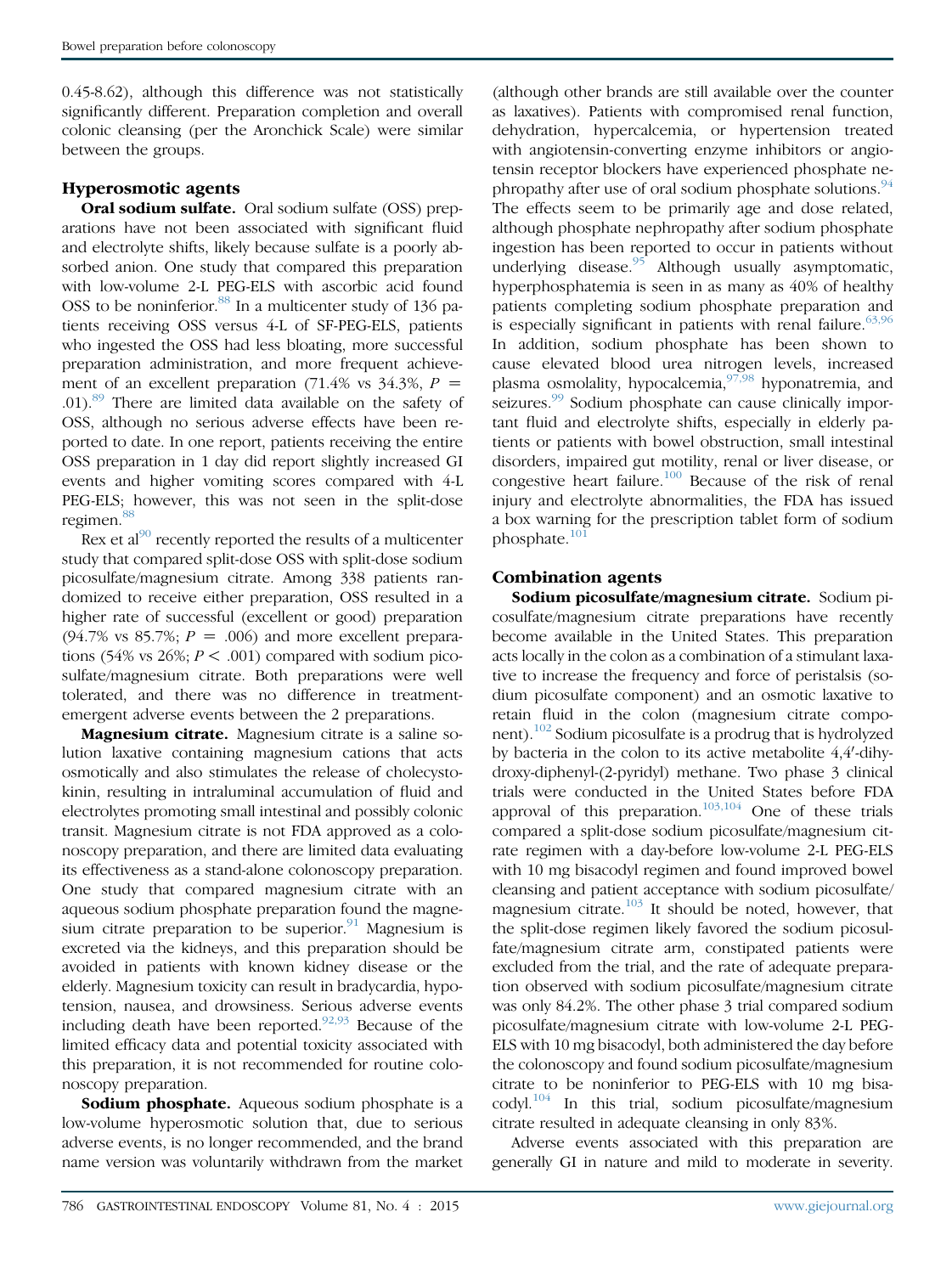0.45-8.62), although this difference was not statistically significantly different. Preparation completion and overall colonic cleansing (per the Aronchick Scale) were similar between the groups.

### Hyperosmotic agents

**Oral sodium sulfate.** Oral sodium sulfate (OSS) preparations have not been associated with significant fluid and electrolyte shifts, likely because sulfate is a poorly absorbed anion. One study that compared this preparation with low-volume 2-L PEG-ELS with ascorbic acid found OSS to be noninferior.[88] In a multicenter study of 136 patients receiving OSS versus 4-L of SF-PEG-ELS, patients who ingested the OSS had less bloating, more successful preparation administration, and more frequent achievement of an excellent preparation (71.4% vs 34.3%, $P = .01$).[89] There are limited data available on the safety of OSS, although no serious adverse effects have been reported to date. In one report, patients receiving the entire OSS preparation in 1 day did report slightly increased GI events and higher vomiting scores compared with 4-L PEG-ELS; however, this was not seen in the split-dose regimen.[88]

Rex et al[90] recently reported the results of a multicenter study that compared split-dose OSS with split-dose sodium picosulfate/magnesium citrate. Among 338 patients randomized to receive either preparation, OSS resulted in a higher rate of successful (excellent or good) preparation (94.7% vs 85.7%; $P = .006$) and more excellent preparations (54% vs 26%; $P < .001$) compared with sodium picosulfate/magnesium citrate. Both preparations were well tolerated, and there was no difference in treatment-emergent adverse events between the 2 preparations.

**Magnesium citrate.** Magnesium citrate is a saline solution laxative containing magnesium cations that acts osmotically and also stimulates the release of cholecystokinin, resulting in intraluminal accumulation of fluid and electrolytes promoting small intestinal and possibly colonic transit. Magnesium citrate is not FDA approved as a colonoscopy preparation, and there are limited data evaluating its effectiveness as a stand-alone colonoscopy preparation. One study that compared magnesium citrate with an aqueous sodium phosphate preparation found the magnesium citrate preparation to be superior.[91] Magnesium is excreted via the kidneys, and this preparation should be avoided in patients with known kidney disease or the elderly. Magnesium toxicity can result in bradycardia, hypotension, nausea, and drowsiness. Serious adverse events including death have been reported.[92,93] Because of the limited efficacy data and potential toxicity associated with this preparation, it is not recommended for routine colonoscopy preparation.

**Sodium phosphate.** Aqueous sodium phosphate is a low-volume hyperosmotic solution that, due to serious adverse events, is no longer recommended, and the brand name version was voluntarily withdrawn from the market (although other brands are still available over the counter as laxatives). Patients with compromised renal function, dehydration, hypercalcemia, or hypertension treated with angiotensin-converting enzyme inhibitors or angiotensin receptor blockers have experienced phosphate nephropathy after use of oral sodium phosphate solutions.[94] The effects seem to be primarily age and dose related, although phosphate nephropathy after sodium phosphate ingestion has been reported to occur in patients without underlying disease.[95] Although usually asymptomatic, hyperphosphatemia is seen in as many as 40% of healthy patients completing sodium phosphate preparation and is especially significant in patients with renal failure.[63,96] In addition, sodium phosphate has been shown to cause elevated blood urea nitrogen levels, increased plasma osmolality, hypocalcemia,[97,98] hyponatremia, and seizures.[99] Sodium phosphate can cause clinically important fluid and electrolyte shifts, especially in elderly patients or patients with bowel obstruction, small intestinal disorders, impaired gut motility, renal or liver disease, or congestive heart failure.[100] Because of the risk of renal injury and electrolyte abnormalities, the FDA has issued a box warning for the prescription tablet form of sodium phosphate.[101]

### Combination agents

**Sodium picosulfate/magnesium citrate.** Sodium picosulfate/magnesium citrate preparations have recently become available in the United States. This preparation acts locally in the colon as a combination of a stimulant laxative to increase the frequency and force of peristalsis (sodium picosulfate component) and an osmotic laxative to retain fluid in the colon (magnesium citrate component).[102] Sodium picosulfate is a prodrug that is hydrolyzed by bacteria in the colon to its active metabolite 4,4′-dihydroxy-diphenyl-(2-pyridyl) methane. Two phase 3 clinical trials were conducted in the United States before FDA approval of this preparation.[103,104] One of these trials compared a split-dose sodium picosulfate/magnesium citrate regimen with a day-before low-volume 2-L PEG-ELS with 10 mg bisacodyl regimen and found improved bowel cleansing and patient acceptance with sodium picosulfate/magnesium citrate.[103] It should be noted, however, that the split-dose regimen likely favored the sodium picosulfate/magnesium citrate arm, constipated patients were excluded from the trial, and the rate of adequate preparation observed with sodium picosulfate/magnesium citrate was only 84.2%. The other phase 3 trial compared sodium picosulfate/magnesium citrate with low-volume 2-L PEG-ELS with 10 mg bisacodyl, both administered the day before the colonoscopy and found sodium picosulfate/magnesium citrate to be noninferior to PEG-ELS with 10 mg bisacodyl.[104] In this trial, sodium picosulfate/magnesium citrate resulted in adequate cleansing in only 83%.

Adverse events associated with this preparation are generally GI in nature and mild to moderate in severity.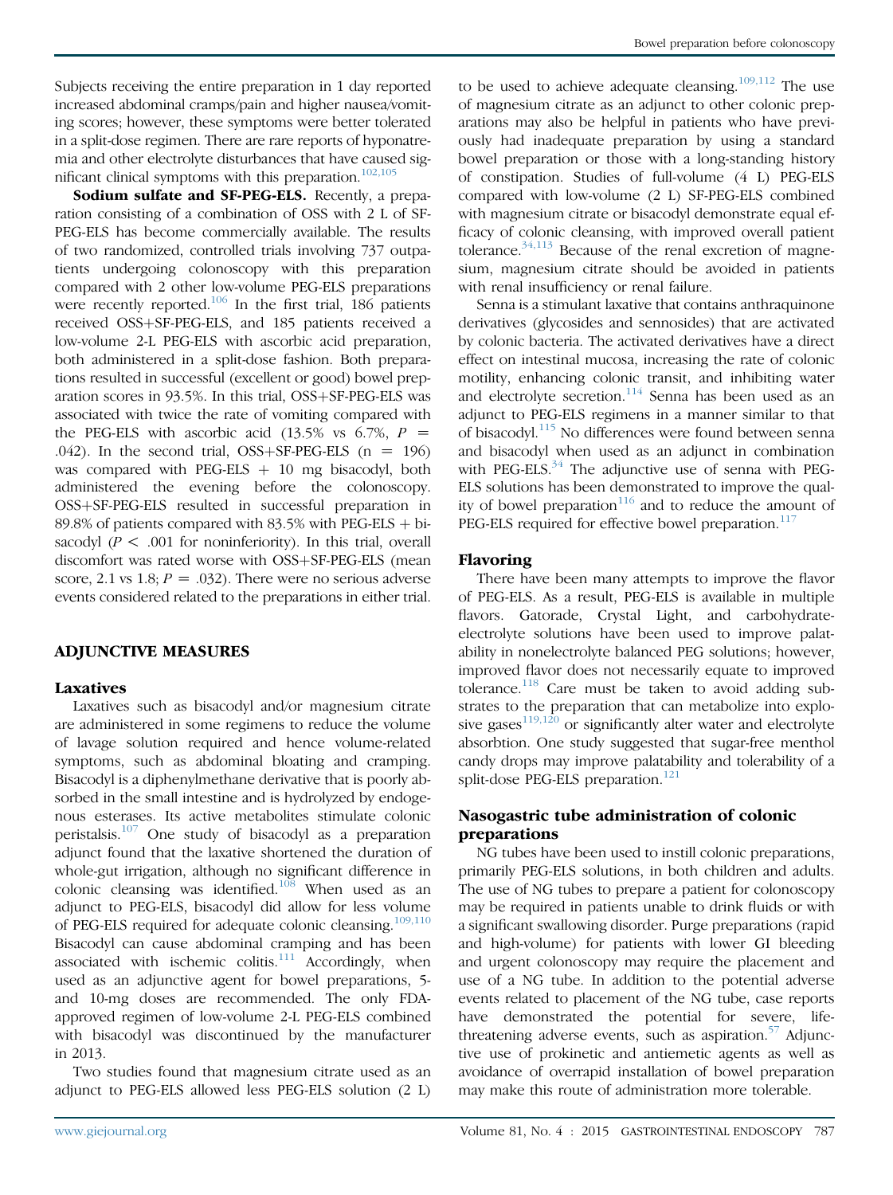Subjects receiving the entire preparation in 1 day reported increased abdominal cramps/pain and higher nausea/vomiting scores; however, these symptoms were better tolerated in a split-dose regimen. There are rare reports of hyponatremia and other electrolyte disturbances that have caused significant clinical symptoms with this preparation.[102,105]

**Sodium sulfate and SF-PEG-ELS.** Recently, a preparation consisting of a combination of OSS with 2 L of SF-PEG-ELS has become commercially available. The results of two randomized, controlled trials involving 737 outpatients undergoing colonoscopy with this preparation compared with 2 other low-volume PEG-ELS preparations were recently reported.[106] In the first trial, 186 patients received OSS+SF-PEG-ELS, and 185 patients received a low-volume 2-L PEG-ELS with ascorbic acid preparation, both administered in a split-dose fashion. Both preparations resulted in successful (excellent or good) bowel preparation scores in 93.5%. In this trial, OSS+SF-PEG-ELS was associated with twice the rate of vomiting compared with the PEG-ELS with ascorbic acid (13.5% vs 6.7%, $P = .042$). In the second trial, OSS+SF-PEG-ELS ($n = 196$) was compared with PEG-ELS + 10 mg bisacodyl, both administered the evening before the colonoscopy. OSS+SF-PEG-ELS resulted in successful preparation in 89.8% of patients compared with 83.5% with PEG-ELS + bisacodyl ($P < .001$ for noninferiority). In this trial, overall discomfort was rated worse with OSS+SF-PEG-ELS (mean score, 2.1 vs 1.8; $P = .032$). There were no serious adverse events considered related to the preparations in either trial.

## ADJUNCTIVE MEASURES

### Laxatives

Laxatives such as bisacodyl and/or magnesium citrate are administered in some regimens to reduce the volume of lavage solution required and hence volume-related symptoms, such as abdominal bloating and cramping. Bisacodyl is a diphenylmethane derivative that is poorly absorbed in the small intestine and is hydrolyzed by endogenous esterases. Its active metabolites stimulate colonic peristalsis.[107] One study of bisacodyl as a preparation adjunct found that the laxative shortened the duration of whole-gut irrigation, although no significant difference in colonic cleansing was identified.[108] When used as an adjunct to PEG-ELS, bisacodyl did allow for less volume of PEG-ELS required for adequate colonic cleansing.[109,110] Bisacodyl can cause abdominal cramping and has been associated with ischemic colitis.[111] Accordingly, when used as an adjunctive agent for bowel preparations, 5- and 10-mg doses are recommended. The only FDA-approved regimen of low-volume 2-L PEG-ELS combined with bisacodyl was discontinued by the manufacturer in 2013.

Two studies found that magnesium citrate used as an adjunct to PEG-ELS allowed less PEG-ELS solution (2 L) to be used to achieve adequate cleansing.[109,112] The use of magnesium citrate as an adjunct to other colonic preparations may also be helpful in patients who have previously had inadequate preparation by using a standard bowel preparation or those with a long-standing history of constipation. Studies of full-volume (4 L) PEG-ELS compared with low-volume (2 L) SF-PEG-ELS combined with magnesium citrate or bisacodyl demonstrate equal efficacy of colonic cleansing, with improved overall patient tolerance.[34,113] Because of the renal excretion of magnesium, magnesium citrate should be avoided in patients with renal insufficiency or renal failure.

Senna is a stimulant laxative that contains anthraquinone derivatives (glycosides and sennosides) that are activated by colonic bacteria. The activated derivatives have a direct effect on intestinal mucosa, increasing the rate of colonic motility, enhancing colonic transit, and inhibiting water and electrolyte secretion.[114] Senna has been used as an adjunct to PEG-ELS regimens in a manner similar to that of bisacodyl.[115] No differences were found between senna and bisacodyl when used as an adjunct in combination with PEG-ELS.[34] The adjunctive use of senna with PEG-ELS solutions has been demonstrated to improve the quality of bowel preparation[116] and to reduce the amount of PEG-ELS required for effective bowel preparation.[117]

### Flavoring

There have been many attempts to improve the flavor of PEG-ELS. As a result, PEG-ELS is available in multiple flavors. Gatorade, Crystal Light, and carbohydrate-electrolyte solutions have been used to improve palatability in nonelectrolyte balanced PEG solutions; however, improved flavor does not necessarily equate to improved tolerance.[118] Care must be taken to avoid adding substrates to the preparation that can metabolize into explosive gases[119,120] or significantly alter water and electrolyte absorbtion. One study suggested that sugar-free menthol candy drops may improve palatability and tolerability of a split-dose PEG-ELS preparation.[121]

### Nasogastric tube administration of colonic preparations

NG tubes have been used to instill colonic preparations, primarily PEG-ELS solutions, in both children and adults. The use of NG tubes to prepare a patient for colonoscopy may be required in patients unable to drink fluids or with a significant swallowing disorder. Purge preparations (rapid and high-volume) for patients with lower GI bleeding and urgent colonoscopy may require the placement and use of a NG tube. In addition to the potential adverse events related to placement of the NG tube, case reports have demonstrated the potential for severe, life-threatening adverse events, such as aspiration.[57] Adjunctive use of prokinetic and antiemetic agents as well as avoidance of overrapid installation of bowel preparation may make this route of administration more tolerable.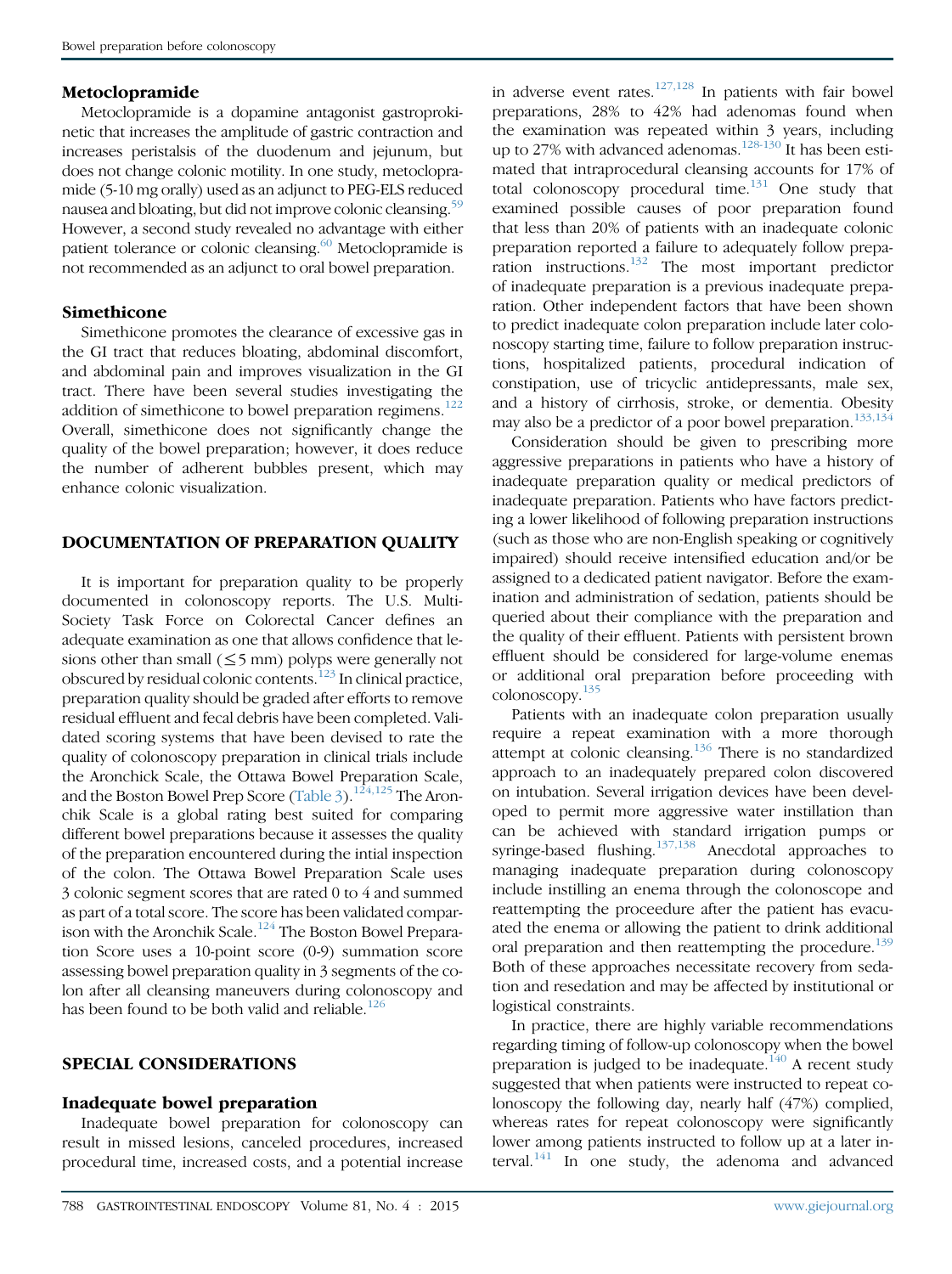### Metoclopramide

Metoclopramide is a dopamine antagonist gastroprokinetic that increases the amplitude of gastric contraction and increases peristalsis of the duodenum and jejunum, but does not change colonic motility. In one study, metoclopramide (5-10 mg orally) used as an adjunct to PEG-ELS reduced nausea and bloating, but did not improve colonic cleansing.[59] However, a second study revealed no advantage with either patient tolerance or colonic cleansing.[60] Metoclopramide is not recommended as an adjunct to oral bowel preparation.

### Simethicone

Simethicone promotes the clearance of excessive gas in the GI tract that reduces bloating, abdominal discomfort, and abdominal pain and improves visualization in the GI tract. There have been several studies investigating the addition of simethicone to bowel preparation regimens.[122] Overall, simethicone does not significantly change the quality of the bowel preparation; however, it does reduce the number of adherent bubbles present, which may enhance colonic visualization.

## DOCUMENTATION OF PREPARATION QUALITY

It is important for preparation quality to be properly documented in colonoscopy reports. The U.S. Multi-Society Task Force on Colorectal Cancer defines an adequate examination as one that allows confidence that lesions other than small ($\leq$5 mm) polyps were generally not obscured by residual colonic contents.[123] In clinical practice, preparation quality should be graded after efforts to remove residual effluent and fecal debris have been completed. Validated scoring systems that have been devised to rate the quality of colonoscopy preparation in clinical trials include the Aronchick Scale, the Ottawa Bowel Preparation Scale, and the Boston Bowel Prep Score (Table 3).[124,125] The Aronchik Scale is a global rating best suited for comparing different bowel preparations because it assesses the quality of the preparation encountered during the intial inspection of the colon. The Ottawa Bowel Preparation Scale uses 3 colonic segment scores that are rated 0 to 4 and summed as part of a total score. The score has been validated comparison with the Aronchik Scale.[124] The Boston Bowel Preparation Score uses a 10-point score (0-9) summation score assessing bowel preparation quality in 3 segments of the colon after all cleansing maneuvers during colonoscopy and has been found to be both valid and reliable.[126]

## SPECIAL CONSIDERATIONS

### Inadequate bowel preparation

Inadequate bowel preparation for colonoscopy can result in missed lesions, canceled procedures, increased procedural time, increased costs, and a potential increase in adverse event rates.[127,128] In patients with fair bowel preparations, 28% to 42% had adenomas found when the examination was repeated within 3 years, including up to 27% with advanced adenomas.[128-130] It has been estimated that intraprocedural cleansing accounts for 17% of total colonoscopy procedural time.[131] One study that examined possible causes of poor preparation found that less than 20% of patients with an inadequate colonic preparation reported a failure to adequately follow preparation instructions.[132] The most important predictor of inadequate preparation is a previous inadequate preparation. Other independent factors that have been shown to predict inadequate colon preparation include later colonoscopy starting time, failure to follow preparation instructions, hospitalized patients, procedural indication of constipation, use of tricyclic antidepressants, male sex, and a history of cirrhosis, stroke, or dementia. Obesity may also be a predictor of a poor bowel preparation.[133,134]

Consideration should be given to prescribing more aggressive preparations in patients who have a history of inadequate preparation quality or medical predictors of inadequate preparation. Patients who have factors predicting a lower likelihood of following preparation instructions (such as those who are non-English speaking or cognitively impaired) should receive intensified education and/or be assigned to a dedicated patient navigator. Before the examination and administration of sedation, patients should be queried about their compliance with the preparation and the quality of their effluent. Patients with persistent brown effluent should be considered for large-volume enemas or additional oral preparation before proceeding with colonoscopy.[135]

Patients with an inadequate colon preparation usually require a repeat examination with a more thorough attempt at colonic cleansing.[136] There is no standardized approach to an inadequately prepared colon discovered on intubation. Several irrigation devices have been developed to permit more aggressive water instillation than can be achieved with standard irrigation pumps or syringe-based flushing.[137,138] Anecdotal approaches to managing inadequate preparation during colonoscopy include instilling an enema through the colonoscope and reattempting the proceeure after the patient has evacuated the enema or allowing the patient to drink additional oral preparation and then reattempting the procedure.[139] Both of these approaches necessitate recovery from sedation and resedation and may be affected by institutional or logistical constraints.

In practice, there are highly variable recommendations regarding timing of follow-up colonoscopy when the bowel preparation is judged to be inadequate.[140] A recent study suggested that when patients were instructed to repeat colonoscopy the following day, nearly half (47%) complied, whereas rates for repeat colonoscopy were significantly lower among patients instructed to follow up at a later interval.[141] In one study, the adenoma and advanced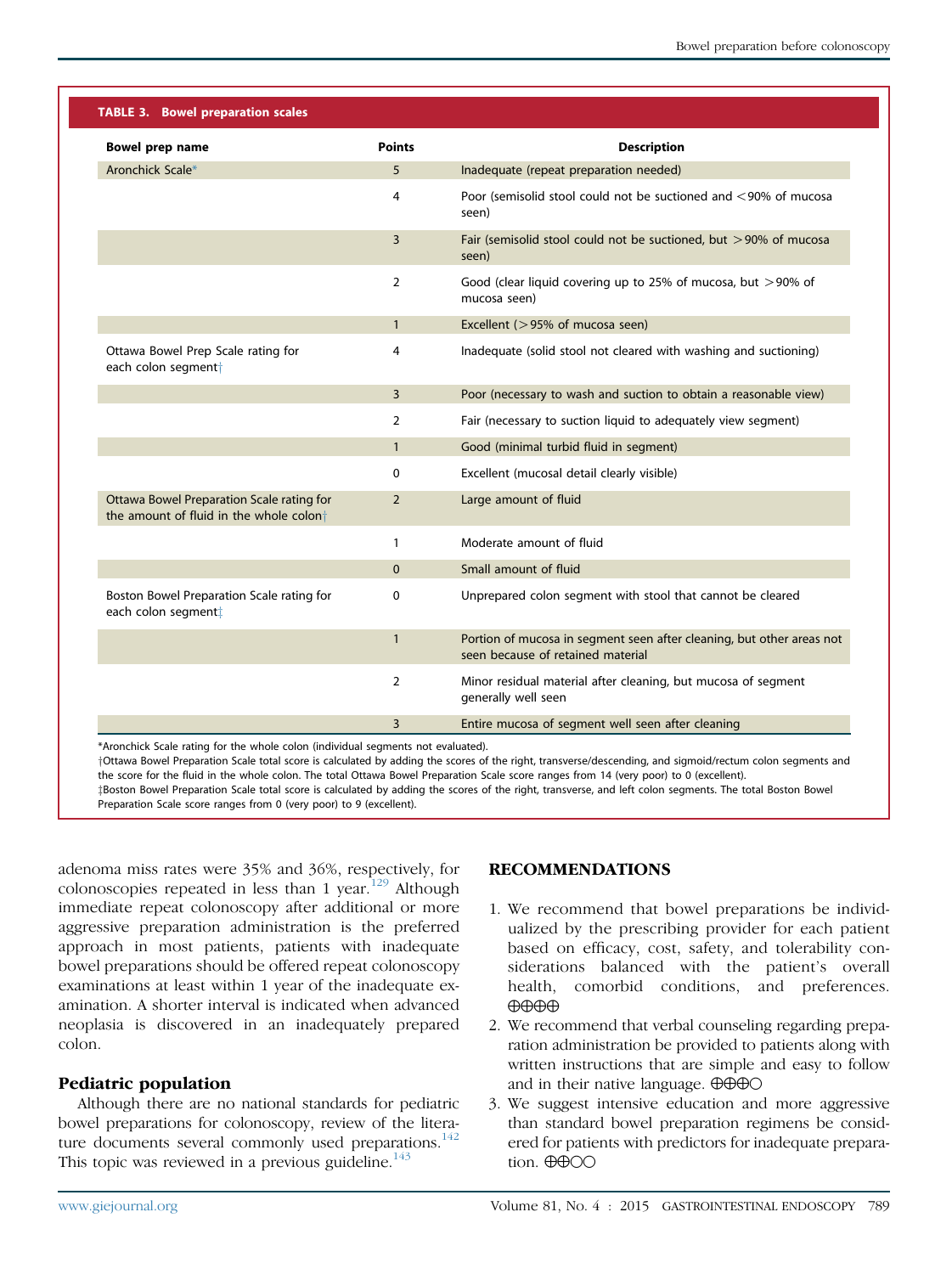**TABLE 3. Bowel preparation scales**

| Bowel prep name | Points | Description |
|---|---|---|
| Aronchick Scale* | 5 | Inadequate (repeat preparation needed) |
| | 4 | Poor (semisolid stool could not be suctioned and <90% of mucosa seen) |
| | 3 | Fair (semisolid stool could not be suctioned, but >90% of mucosa seen) |
| | 2 | Good (clear liquid covering up to 25% of mucosa, but >90% of mucosa seen) |
| | 1 | Excellent (>95% of mucosa seen) |
| Ottawa Bowel Prep Scale rating for each colon segment† | 4 | Inadequate (solid stool not cleared with washing and suctioning) |
| | 3 | Poor (necessary to wash and suction to obtain a reasonable view) |
| | 2 | Fair (necessary to suction liquid to adequately view segment) |
| | 1 | Good (minimal turbid fluid in segment) |
| | 0 | Excellent (mucosal detail clearly visible) |
| Ottawa Bowel Preparation Scale rating for the amount of fluid in the whole colon† | 2 | Large amount of fluid |
| | 1 | Moderate amount of fluid |
| | 0 | Small amount of fluid |
| Boston Bowel Preparation Scale rating for each colon segment‡ | 0 | Unprepared colon segment with stool that cannot be cleared |
| | 1 | Portion of mucosa in segment seen after cleaning, but other areas not seen because of retained material |
| | 2 | Minor residual material after cleaning, but mucosa of segment generally well seen |
| | 3 | Entire mucosa of segment well seen after cleaning |

*Aronchick Scale rating for the whole colon (individual segments not evaluated).
†Ottawa Bowel Preparation Scale total score is calculated by adding the scores of the right, transverse/descending, and sigmoid/rectum colon segments and the score for the fluid in the whole colon. The total Ottawa Bowel Preparation Scale score ranges from 14 (very poor) to 0 (excellent).
‡Boston Bowel Preparation Scale total score is calculated by adding the scores of the right, transverse, and left colon segments. The total Boston Bowel Preparation Scale score ranges from 0 (very poor) to 9 (excellent).

adenoma miss rates were 35% and 36%, respectively, for colonoscopies repeated in less than 1 year.[129] Although immediate repeat colonoscopy after additional or more aggressive preparation administration is the preferred approach in most patients, patients with inadequate bowel preparations should be offered repeat colonoscopy examinations at least within 1 year of the inadequate examination. A shorter interval is indicated when advanced neoplasia is discovered in an inadequately prepared colon.

## Pediatric population

Although there are no national standards for pediatric bowel preparations for colonoscopy, review of the literature documents several commonly used preparations.[142] This topic was reviewed in a previous guideline.[143]

## RECOMMENDATIONS

1. We recommend that bowel preparations be individualized by the prescribing provider for each patient based on efficacy, cost, safety, and tolerability considerations balanced with the patient's overall health, comorbid conditions, and preferences. ⊕⊕⊕⊕
2. We recommend that verbal counseling regarding preparation administration be provided to patients along with written instructions that are simple and easy to follow and in their native language. ⊕⊕⊕○
3. We suggest intensive education and more aggressive than standard bowel preparation regimens be considered for patients with predictors for inadequate preparation. ⊕⊕○○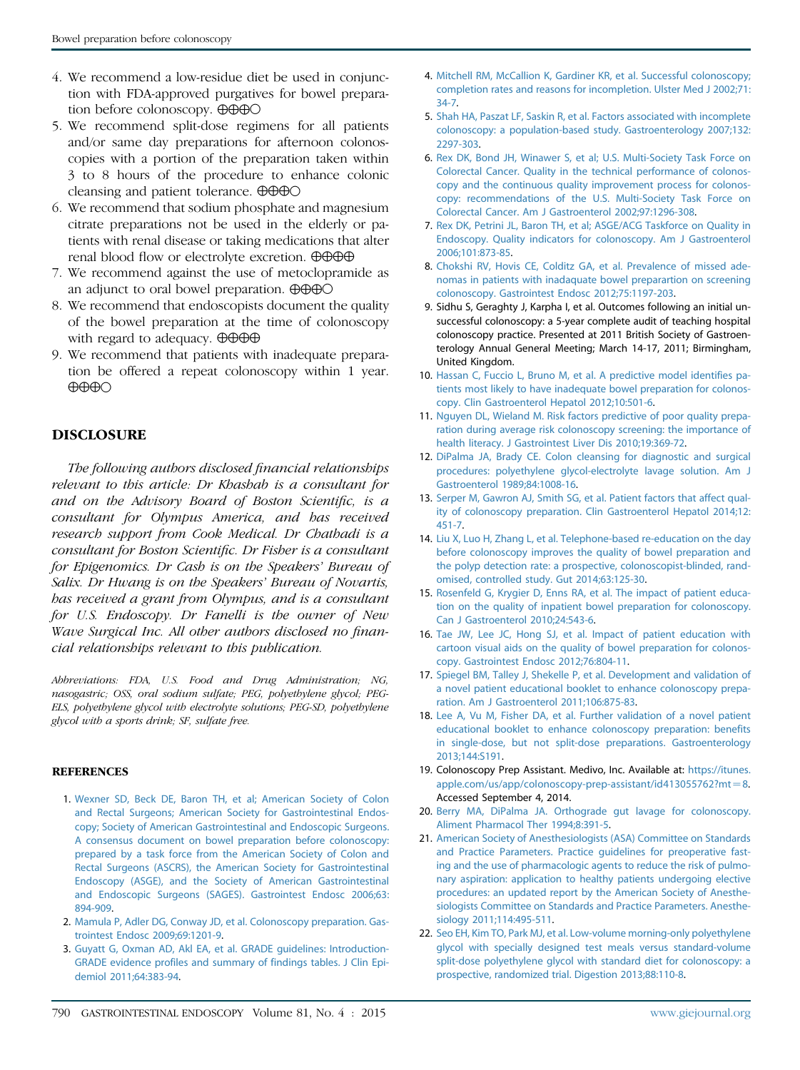4. We recommend a low-residue diet be used in conjunction with FDA-approved purgatives for bowel preparation before colonoscopy. ⊕⊕⊕○
5. We recommend split-dose regimens for all patients and/or same day preparations for afternoon colonoscopies with a portion of the preparation taken within 3 to 8 hours of the procedure to enhance colonic cleansing and patient tolerance. ⊕⊕⊕○
6. We recommend that sodium phosphate and magnesium citrate preparations not be used in the elderly or patients with renal disease or taking medications that alter renal blood flow or electrolyte excretion. ⊕⊕⊕⊕
7. We recommend against the use of metoclopramide as an adjunct to oral bowel preparation. ⊕⊕⊕○
8. We recommend that endoscopists document the quality of the bowel preparation at the time of colonoscopy with regard to adequacy. ⊕⊕⊕⊕
9. We recommend that patients with inadequate preparation be offered a repeat colonoscopy within 1 year. ⊕⊕⊕○

## DISCLOSURE

*The following authors disclosed financial relationships relevant to this article: Dr Khashab is a consultant for and on the Advisory Board of Boston Scientific, is a consultant for Olympus America, and has received research support from Cook Medical. Dr Chathadi is a consultant for Boston Scientific. Dr Fisher is a consultant for Epigenomics. Dr Cash is on the Speakers' Bureau of Salix. Dr Hwang is on the Speakers' Bureau of Novartis, has received a grant from Olympus, and is a consultant for U.S. Endoscopy. Dr Fanelli is the owner of New Wave Surgical Inc. All other authors disclosed no financial relationships relevant to this publication.*

*Abbreviations: FDA, U.S. Food and Drug Administration; NG, nasogastric; OSS, oral sodium sulfate; PEG, polyethylene glycol; PEG-ELS, polyethylene glycol with electrolyte solutions; PEG-SD, polyethylene glycol with a sports drink; SF, sulfate free.*

## REFERENCES

1. Wexner SD, Beck DE, Baron TH, et al; American Society of Colon and Rectal Surgeons; American Society for Gastrointestinal Endoscopy; Society of American Gastrointestinal and Endoscopic Surgeons. A consensus document on bowel preparation before colonoscopy: prepared by a task force from the American Society of Colon and Rectal Surgeons (ASCRS), the American Society for Gastrointestinal Endoscopy (ASGE), and the Society of American Gastrointestinal and Endoscopic Surgeons (SAGES). Gastrointest Endosc 2006;63:894-909.
2. Mamula P, Adler DG, Conway JD, et al. Colonoscopy preparation. Gastrointest Endosc 2009;69:1201-9.
3. Guyatt G, Oxman AD, Akl EA, et al. GRADE guidelines: Introduction-GRADE evidence profiles and summary of findings tables. J Clin Epidemiol 2011;64:383-94.
4. Mitchell RM, McCallion K, Gardiner KR, et al. Successful colonoscopy; completion rates and reasons for incompletion. Ulster Med J 2002;71:34-7.
5. Shah HA, Paszat LF, Saskin R, et al. Factors associated with incomplete colonoscopy: a population-based study. Gastroenterology 2007;132:2297-303.
6. Rex DK, Bond JH, Winawer S, et al; U.S. Multi-Society Task Force on Colorectal Cancer. Quality in the technical performance of colonoscopy and the continuous quality improvement process for colonoscopy: recommendations of the U.S. Multi-Society Task Force on Colorectal Cancer. Am J Gastroenterol 2002;97:1296-308.
7. Rex DK, Petrini JL, Baron TH, et al; ASGE/ACG Taskforce on Quality in Endoscopy. Quality indicators for colonoscopy. Am J Gastroenterol 2006;101:873-85.
8. Chokshi RV, Hovis CE, Colditz GA, et al. Prevalence of missed adenomas in patients with inadaquate bowel preparartion on screening colonoscopy. Gastrointest Endosc 2012;75:1197-203.
9. Sidhu S, Geraghty J, Karpha I, et al. Outcomes following an initial unsuccessful colonoscopy: a 5-year complete audit of teaching hospital colonoscopy practice. Presented at 2011 British Society of Gastroenterology Annual General Meeting; March 14-17, 2011; Birmingham, United Kingdom.
10. Hassan C, Fuccio L, Bruno M, et al. A predictive model identifies patients most likely to have inadequate bowel preparation for colonoscopy. Clin Gastroenterol Hepatol 2012;10:501-6.
11. Nguyen DL, Wieland M. Risk factors predictive of poor quality preparation during average risk colonoscopy screening: the importance of health literacy. J Gastrointest Liver Dis 2010;19:369-72.
12. DiPalma JA, Brady CE. Colon cleansing for diagnostic and surgical procedures: polyethylene glycol-electrolyte lavage solution. Am J Gastroenterol 1989;84:1008-16.
13. Serper M, Gawron AJ, Smith SG, et al. Patient factors that affect quality of colonoscopy preparation. Clin Gastroenterol Hepatol 2014;12:451-7.
14. Liu X, Luo H, Zhang L, et al. Telephone-based re-education on the day before colonoscopy improves the quality of bowel preparation and the polyp detection rate: a prospective, colonoscopist-blinded, randomised, controlled study. Gut 2014;63:125-30.
15. Rosenfeld G, Krygier D, Enns RA, et al. The impact of patient education on the quality of inpatient bowel preparation for colonoscopy. Can J Gastroenterol 2010;24:543-6.
16. Tae JW, Lee JC, Hong SJ, et al. Impact of patient education with cartoon visual aids on the quality of bowel preparation for colonoscopy. Gastrointest Endosc 2012;76:804-11.
17. Spiegel BM, Talley J, Shekelle P, et al. Development and validation of a novel patient educational booklet to enhance colonoscopy preparation. Am J Gastroenterol 2011;106:875-83.
18. Lee A, Vu M, Fisher DA, et al. Further validation of a novel patient educational booklet to enhance colonoscopy preparation: benefits in single-dose, but not split-dose preparations. Gastroenterology 2013;144:S191.
19. Colonoscopy Prep Assistant. Medivo, Inc. Available at: https://itunes.apple.com/us/app/colonoscopy-prep-assistant/id413055762?mt=8. Accessed September 4, 2014.
20. Berry MA, DiPalma JA. Orthograde gut lavage for colonoscopy. Aliment Pharmacol Ther 1994;8:391-5.
21. American Society of Anesthesiologists (ASA) Committee on Standards and Practice Parameters. Practice guidelines for preoperative fasting and the use of pharmacologic agents to reduce the risk of pulmonary aspiration: application to healthy patients undergoing elective procedures: an updated report by the American Society of Anesthesiologists Committee on Standards and Practice Parameters. Anesthesiology 2011;114:495-511.
22. Seo EH, Kim TO, Park MJ, et al. Low-volume morning-only polyethylene glycol with specially designed test meals versus standard-volume split-dose polyethylene glycol with standard diet for colonoscopy: a prospective, randomized trial. Digestion 2013;88:110-8.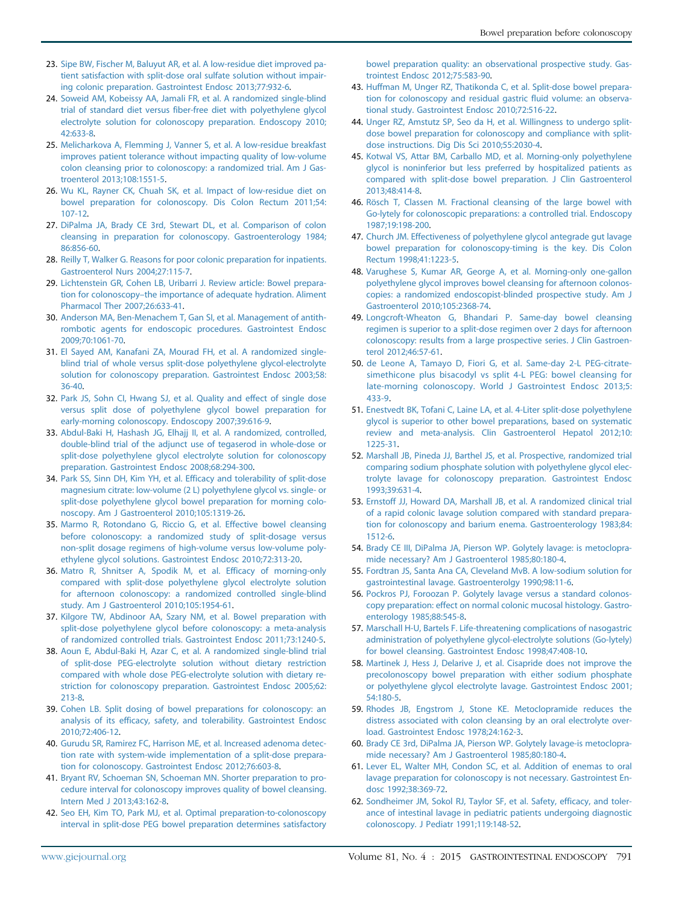23. Sipe BW, Fischer M, Baluyut AR, et al. A low-residue diet improved patient satisfaction with split-dose oral sulfate solution without impairing colonic preparation. Gastrointest Endosc 2013;77:932-6.
24. Soweid AM, Kobeissy AA, Jamali FR, et al. A randomized single-blind trial of standard diet versus fiber-free diet with polyethylene glycol electrolyte solution for colonoscopy preparation. Endoscopy 2010; 42:633-8.
25. Melicharkova A, Flemming J, Vanner S, et al. A low-residue breakfast improves patient tolerance without impacting quality of low-volume colon cleansing prior to colonoscopy: a randomized trial. Am J Gastroenterol 2013;108:1551-5.
26. Wu KL, Rayner CK, Chuah SK, et al. Impact of low-residue diet on bowel preparation for colonoscopy. Dis Colon Rectum 2011;54: 107-12.
27. DiPalma JA, Brady CE 3rd, Stewart DL, et al. Comparison of colon cleansing in preparation for colonoscopy. Gastroenterology 1984; 86:856-60.
28. Reilly T, Walker G. Reasons for poor colonic preparation for inpatients. Gastroenterol Nurs 2004;27:115-7.
29. Lichtenstein GR, Cohen LB, Uribarri J. Review article: Bowel preparation for colonoscopy–the importance of adequate hydration. Aliment Pharmacol Ther 2007;26:633-41.
30. Anderson MA, Ben-Menachem T, Gan SI, et al. Management of antithrombotic agents for endoscopic procedures. Gastrointest Endosc 2009;70:1061-70.
31. El Sayed AM, Kanafani ZA, Mourad FH, et al. A randomized single-blind trial of whole versus split-dose polyethylene glycol-electrolyte solution for colonoscopy preparation. Gastrointest Endosc 2003;58: 36-40.
32. Park JS, Sohn CI, Hwang SJ, et al. Quality and effect of single dose versus split dose of polyethylene glycol bowel preparation for early-morning colonoscopy. Endoscopy 2007;39:616-9.
33. Abdul-Baki H, Hashash JG, Elhajj II, et al. A randomized, controlled, double-blind trial of the adjunct use of tegaserod in whole-dose or split-dose polyethylene glycol electrolyte solution for colonoscopy preparation. Gastrointest Endosc 2008;68:294-300.
34. Park SS, Sinn DH, Kim YH, et al. Efficacy and tolerability of split-dose magnesium citrate: low-volume (2 L) polyethylene glycol vs. single- or split-dose polyethylene glycol bowel preparation for morning colonoscopy. Am J Gastroenterol 2010;105:1319-26.
35. Marmo R, Rotondano G, Riccio G, et al. Effective bowel cleansing before colonoscopy: a randomized study of split-dosage versus non-split dosage regimens of high-volume versus low-volume polyethylene glycol solutions. Gastrointest Endosc 2010;72:313-20.
36. Matro R, Shnitser A, Spodik M, et al. Efficacy of morning-only compared with split-dose polyethylene glycol electrolyte solution for afternoon colonoscopy: a randomized controlled single-blind study. Am J Gastroenterol 2010;105:1954-61.
37. Kilgore TW, Abdinoor AA, Szary NM, et al. Bowel preparation with split-dose polyethylene glycol before colonoscopy: a meta-analysis of randomized controlled trials. Gastrointest Endosc 2011;73:1240-5.
38. Aoun E, Abdul-Baki H, Azar C, et al. A randomized single-blind trial of split-dose PEG-electrolyte solution without dietary restriction compared with whole dose PEG-electrolyte solution with dietary restriction for colonoscopy preparation. Gastrointest Endosc 2005;62: 213-8.
39. Cohen LB. Split dosing of bowel preparations for colonoscopy: an analysis of its efficacy, safety, and tolerability. Gastrointest Endosc 2010;72:406-12.
40. Gurudu SR, Ramirez FC, Harrison ME, et al. Increased adenoma detection rate with system-wide implementation of a split-dose preparation for colonoscopy. Gastrointest Endosc 2012;76:603-8.
41. Bryant RV, Schoeman SN, Schoeman MN. Shorter preparation to procedure interval for colonoscopy improves quality of bowel cleansing. Intern Med J 2013;43:162-8.
42. Seo EH, Kim TO, Park MJ, et al. Optimal preparation-to-colonoscopy interval in split-dose PEG bowel preparation determines satisfactory bowel preparation quality: an observational prospective study. Gastrointest Endosc 2012;75:583-90.
43. Huffman M, Unger RZ, Thatikonda C, et al. Split-dose bowel preparation for colonoscopy and residual gastric fluid volume: an observational study. Gastrointest Endosc 2010;72:516-22.
44. Unger RZ, Amstutz SP, Seo da H, et al. Willingness to undergo split-dose bowel preparation for colonoscopy and compliance with split-dose instructions. Dig Dis Sci 2010;55:2030-4.
45. Kotwal VS, Attar BM, Carballo MD, et al. Morning-only polyethylene glycol is noninferior but less preferred by hospitalized patients as compared with split-dose bowel preparation. J Clin Gastroenterol 2013;48:414-8.
46. Rösch T, Classen M. Fractional cleansing of the large bowel with Go-lytely for colonoscopic preparations: a controlled trial. Endoscopy 1987;19:198-200.
47. Church JM. Effectiveness of polyethylene glycol antegrade gut lavage bowel preparation for colonoscopy-timing is the key. Dis Colon Rectum 1998;41:1223-5.
48. Varughese S, Kumar AR, George A, et al. Morning-only one-gallon polyethylene glycol improves bowel cleansing for afternoon colonoscopies: a randomized endoscopist-blinded prospective study. Am J Gastroenterol 2010;105:2368-74.
49. Longcroft-Wheaton G, Bhandari P. Same-day bowel cleansing regimen is superior to a split-dose regimen over 2 days for afternoon colonoscopy: results from a large prospective series. J Clin Gastroenterol 2012;46:57-61.
50. de Leone A, Tamayo D, Fiori G, et al. Same-day 2-L PEG-citrate-simethicone plus bisacodyl vs split 4-L PEG: bowel cleansing for late-morning colonoscopy. World J Gastrointest Endosc 2013;5: 433-9.
51. Enestvedt BK, Tofani C, Laine LA, et al. 4-Liter split-dose polyethylene glycol is superior to other bowel preparations, based on systematic review and meta-analysis. Clin Gastroenterol Hepatol 2012;10: 1225-31.
52. Marshall JB, Pineda JJ, Barthel JS, et al. Prospective, randomized trial comparing sodium phosphate solution with polyethylene glycol electrolyte lavage for colonoscopy preparation. Gastrointest Endosc 1993;39:631-4.
53. Ernstoff JJ, Howard DA, Marshall JB, et al. A randomized clinical trial of a rapid colonic lavage solution compared with standard preparation for colonoscopy and barium enema. Gastroenterology 1983;84: 1512-6.
54. Brady CE III, DiPalma JA, Pierson WP. Golytely lavage: is metoclopramide necessary? Am J Gastroenterol 1985;80:180-4.
55. Fordtran JS, Santa Ana CA, Cleveland MvB. A low-sodium solution for gastrointestinal lavage. Gastroenterolgy 1990;98:11-6.
56. Pockros PJ, Foroozan P. Golytely lavage versus a standard colonoscopy preparation: effect on normal colonic mucosal histology. Gastroenterology 1985;88:545-8.
57. Marschall H-U, Bartels F. Life-threatening complications of nasogastric administration of polyethylene glycol-electrolyte solutions (Go-lytely) for bowel cleansing. Gastrointest Endosc 1998;47:408-10.
58. Martinek J, Hess J, Delarive J, et al. Cisapride does not improve the precolonoscopy bowel preparation with either sodium phosphate or polyethylene glycol electrolyte lavage. Gastrointest Endosc 2001; 54:180-5.
59. Rhodes JB, Engstrom J, Stone KE. Metoclopramide reduces the distress associated with colon cleansing by an oral electrolyte overload. Gastrointest Endosc 1978;24:162-3.
60. Brady CE 3rd, DiPalma JA, Pierson WP. Golytely lavage-is metoclopramide necessary? Am J Gastroenterol 1985;80:180-4.
61. Lever EL, Walter MH, Condon SC, et al. Addition of enemas to oral lavage preparation for colonoscopy is not necessary. Gastrointest Endosc 1992;38:369-72.
62. Sondheimer JM, Sokol RJ, Taylor SF, et al. Safety, efficacy, and tolerance of intestinal lavage in pediatric patients undergoing diagnostic colonoscopy. J Pediatr 1991;119:148-52.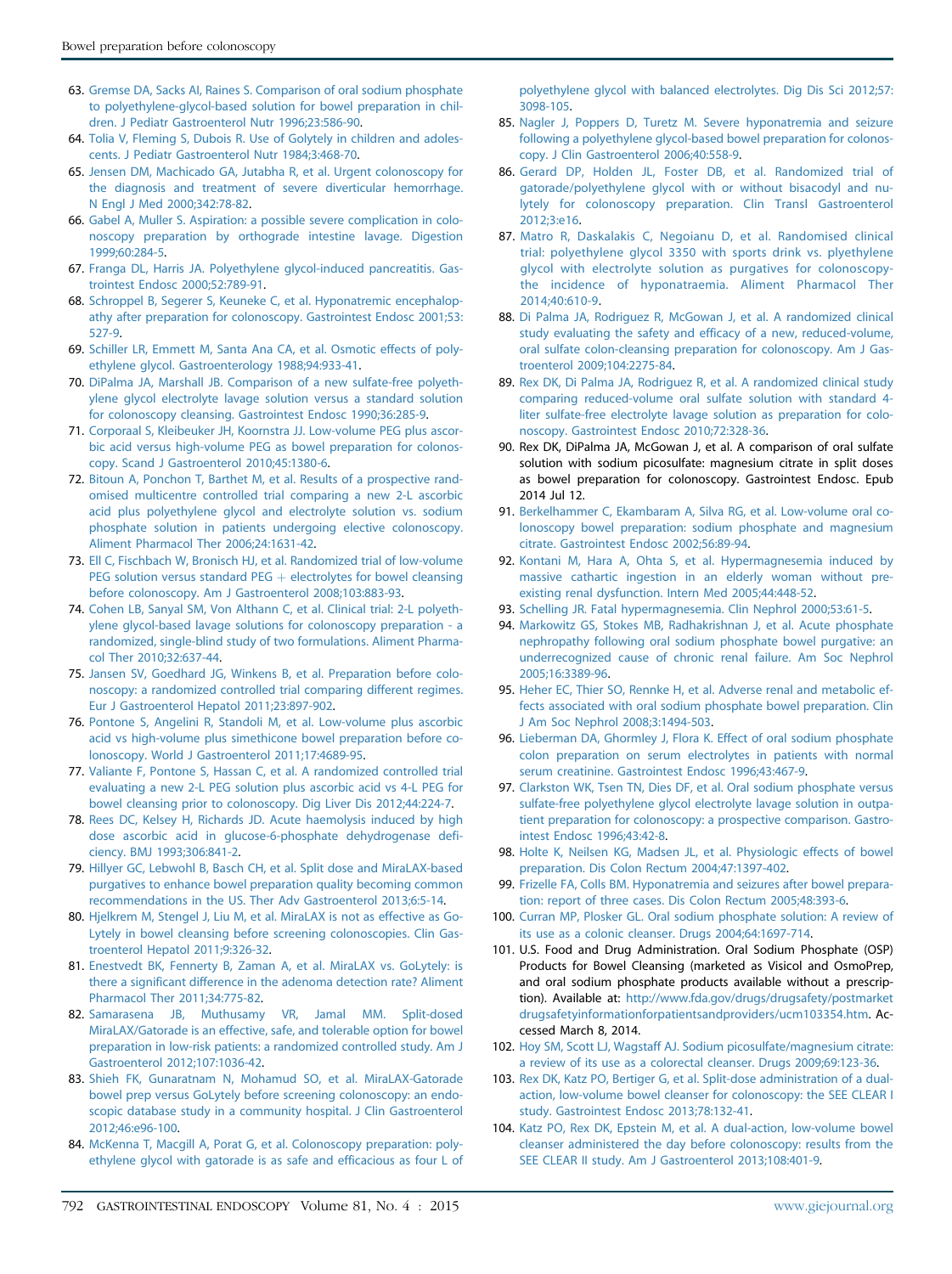63. Gremse DA, Sacks AI, Raines S. Comparison of oral sodium phosphate to polyethylene-glycol-based solution for bowel preparation in children. J Pediatr Gastroenterol Nutr 1996;23:586-90.
64. Tolia V, Fleming S, Dubois R. Use of Golytely in children and adolescents. J Pediatr Gastroenterol Nutr 1984;3:468-70.
65. Jensen DM, Machicado GA, Jutabha R, et al. Urgent colonoscopy for the diagnosis and treatment of severe diverticular hemorrhage. N Engl J Med 2000;342:78-82.
66. Gabel A, Muller S. Aspiration: a possible severe complication in colonoscopy preparation by orthograde intestine lavage. Digestion 1999;60:284-5.
67. Franga DL, Harris JA. Polyethylene glycol-induced pancreatitis. Gastrointest Endosc 2000;52:789-91.
68. Schroppel B, Segerer S, Keuneke C, et al. Hyponatremic encephalopathy after preparation for colonoscopy. Gastrointest Endosc 2001;53:527-9.
69. Schiller LR, Emmett M, Santa Ana CA, et al. Osmotic effects of polyethylene glycol. Gastroenterology 1988;94:933-41.
70. DiPalma JA, Marshall JB. Comparison of a new sulfate-free polyethylene glycol electrolyte lavage solution versus a standard solution for colonoscopy cleansing. Gastrointest Endosc 1990;36:285-9.
71. Corporaal S, Kleibeuker JH, Koornstra JJ. Low-volume PEG plus ascorbic acid versus high-volume PEG as bowel preparation for colonoscopy. Scand J Gastroenterol 2010;45:1380-6.
72. Bitoun A, Ponchon T, Barthet M, et al. Results of a prospective randomised multicentre controlled trial comparing a new 2-L ascorbic acid plus polyethylene glycol and electrolyte solution vs. sodium phosphate solution in patients undergoing elective colonoscopy. Aliment Pharmacol Ther 2006;24:1631-42.
73. Ell C, Fischbach W, Bronisch HJ, et al. Randomized trial of low-volume PEG solution versus standard PEG + electrolytes for bowel cleansing before colonoscopy. Am J Gastroenterol 2008;103:883-93.
74. Cohen LB, Sanyal SM, Von Althann C, et al. Clinical trial: 2-L polyethylene glycol-based lavage solutions for colonoscopy preparation - a randomized, single-blind study of two formulations. Aliment Pharmacol Ther 2010;32:637-44.
75. Jansen SV, Goedhard JG, Winkens B, et al. Preparation before colonoscopy: a randomized controlled trial comparing different regimes. Eur J Gastroenterol Hepatol 2011;23:897-902.
76. Pontone S, Angelini R, Standoli M, et al. Low-volume plus ascorbic acid vs high-volume plus simethicone bowel preparation before colonoscopy. World J Gastroenterol 2011;17:4689-95.
77. Valiante F, Pontone S, Hassan C, et al. A randomized controlled trial evaluating a new 2-L PEG solution plus ascorbic acid vs 4-L PEG for bowel cleansing prior to colonoscopy. Dig Liver Dis 2012;44:224-7.
78. Rees DC, Kelsey H, Richards JD. Acute haemolysis induced by high dose ascorbic acid in glucose-6-phosphate dehydrogenase deficiency. BMJ 1993;306:841-2.
79. Hillyer GC, Lebwohl B, Basch CH, et al. Split dose and MiraLAX-based purgatives to enhance bowel preparation quality becoming common recommendations in the US. Ther Adv Gastroenterol 2013;6:5-14.
80. Hjelkrem M, Stengel J, Liu M, et al. MiraLAX is not as effective as GoLytely in bowel cleansing before screening colonoscopies. Clin Gastroenterol Hepatol 2011;9:326-32.
81. Enestvedt BK, Fennerty B, Zaman A, et al. MiraLAX vs. GoLytely: is there a significant difference in the adenoma detection rate? Aliment Pharmacol Ther 2011;34:775-82.
82. Samarasena JB, Muthusamy VR, Jamal MM. Split-dosed MiraLAX/Gatorade is an effective, safe, and tolerable option for bowel preparation in low-risk patients: a randomized controlled study. Am J Gastroenterol 2012;107:1036-42.
83. Shieh FK, Gunaratnam N, Mohamud SO, et al. MiraLAX-Gatorade bowel prep versus GoLytely before screening colonoscopy: an endoscopic database study in a community hospital. J Clin Gastroenterol 2012;46:e96-100.
84. McKenna T, Macgill A, Porat G, et al. Colonoscopy preparation: polyethylene glycol with gatorade is as safe and efficacious as four L of polyethylene glycol with balanced electrolytes. Dig Dis Sci 2012;57:3098-105.
85. Nagler J, Poppers D, Turetz M. Severe hyponatremia and seizure following a polyethylene glycol-based bowel preparation for colonoscopy. J Clin Gastroenterol 2006;40:558-9.
86. Gerard DP, Holden JL, Foster DB, et al. Randomized trial of gatorade/polyethylene glycol with or without bisacodyl and nulytely for colonoscopy preparation. Clin Transl Gastroenterol 2012;3:e16.
87. Matro R, Daskalakis C, Negoianu D, et al. Randomised clinical trial: polyethylene glycol 3350 with sports drink vs. plyethylene glycol with electrolyte solution as purgatives for colonoscopy-the incidence of hyponatraemia. Aliment Pharmacol Ther 2014;40:610-9.
88. Di Palma JA, Rodriguez R, McGowan J, et al. A randomized clinical study evaluating the safety and efficacy of a new, reduced-volume, oral sulfate colon-cleansing preparation for colonoscopy. Am J Gastroenterol 2009;104:2275-84.
89. Rex DK, Di Palma JA, Rodriguez R, et al. A randomized clinical study comparing reduced-volume oral sulfate solution with standard 4-liter sulfate-free electrolyte lavage solution as preparation for colonoscopy. Gastrointest Endosc 2010;72:328-36.
90. Rex DK, DiPalma JA, McGowan J, et al. A comparison of oral sulfate solution with sodium picosulfate: magnesium citrate in split doses as bowel preparation for colonoscopy. Gastrointest Endosc. Epub 2014 Jul 12.
91. Berkelhammer C, Ekambaram A, Silva RG, et al. Low-volume oral colonoscopy bowel preparation: sodium phosphate and magnesium citrate. Gastrointest Endosc 2002;56:89-94.
92. Kontani M, Hara A, Ohta S, et al. Hypermagnesemia induced by massive cathartic ingestion in an elderly woman without preexisting renal dysfunction. Intern Med 2005;44:448-52.
93. Schelling JR. Fatal hypermagnesemia. Clin Nephrol 2000;53:61-5.
94. Markowitz GS, Stokes MB, Radhakrishnan J, et al. Acute phosphate nephropathy following oral sodium phosphate bowel purgative: an underrecognized cause of chronic renal failure. Am Soc Nephrol 2005;16:3389-96.
95. Heher EC, Thier SO, Rennke H, et al. Adverse renal and metabolic effects associated with oral sodium phosphate bowel preparation. Clin J Am Soc Nephrol 2008;3:1494-503.
96. Lieberman DA, Ghormley J, Flora K. Effect of oral sodium phosphate colon preparation on serum electrolytes in patients with normal serum creatinine. Gastrointest Endosc 1996;43:467-9.
97. Clarkston WK, Tsen TN, Dies DF, et al. Oral sodium phosphate versus sulfate-free polyethylene glycol electrolyte lavage solution in outpatient preparation for colonoscopy: a prospective comparison. Gastrointest Endosc 1996;43:42-8.
98. Holte K, Neilsen KG, Madsen JL, et al. Physiologic effects of bowel preparation. Dis Colon Rectum 2004;47:1397-402.
99. Frizelle FA, Colls BM. Hyponatremia and seizures after bowel preparation: report of three cases. Dis Colon Rectum 2005;48:393-6.
100. Curran MP, Plosker GL. Oral sodium phosphate solution: A review of its use as a colonic cleanser. Drugs 2004;64:1697-714.
101. U.S. Food and Drug Administration. Oral Sodium Phosphate (OSP) Products for Bowel Cleansing (marketed as Visicol and OsmoPrep, and oral sodium phosphate products available without a prescription). Available at: http://www.fda.gov/drugs/drugsafety/postmarketdrugsafetyinformationforpatientsandproviders/ucm103354.htm. Accessed March 8, 2014.
102. Hoy SM, Scott LJ, Wagstaff AJ. Sodium picosulfate/magnesium citrate: a review of its use as a colorectal cleanser. Drugs 2009;69:123-36.
103. Rex DK, Katz PO, Bertiger G, et al. Split-dose administration of a dual-action, low-volume bowel cleanser for colonoscopy: the SEE CLEAR I study. Gastrointest Endosc 2013;78:132-41.
104. Katz PO, Rex DK, Epstein M, et al. A dual-action, low-volume bowel cleanser administered the day before colonoscopy: results from the SEE CLEAR II study. Am J Gastroenterol 2013;108:401-9.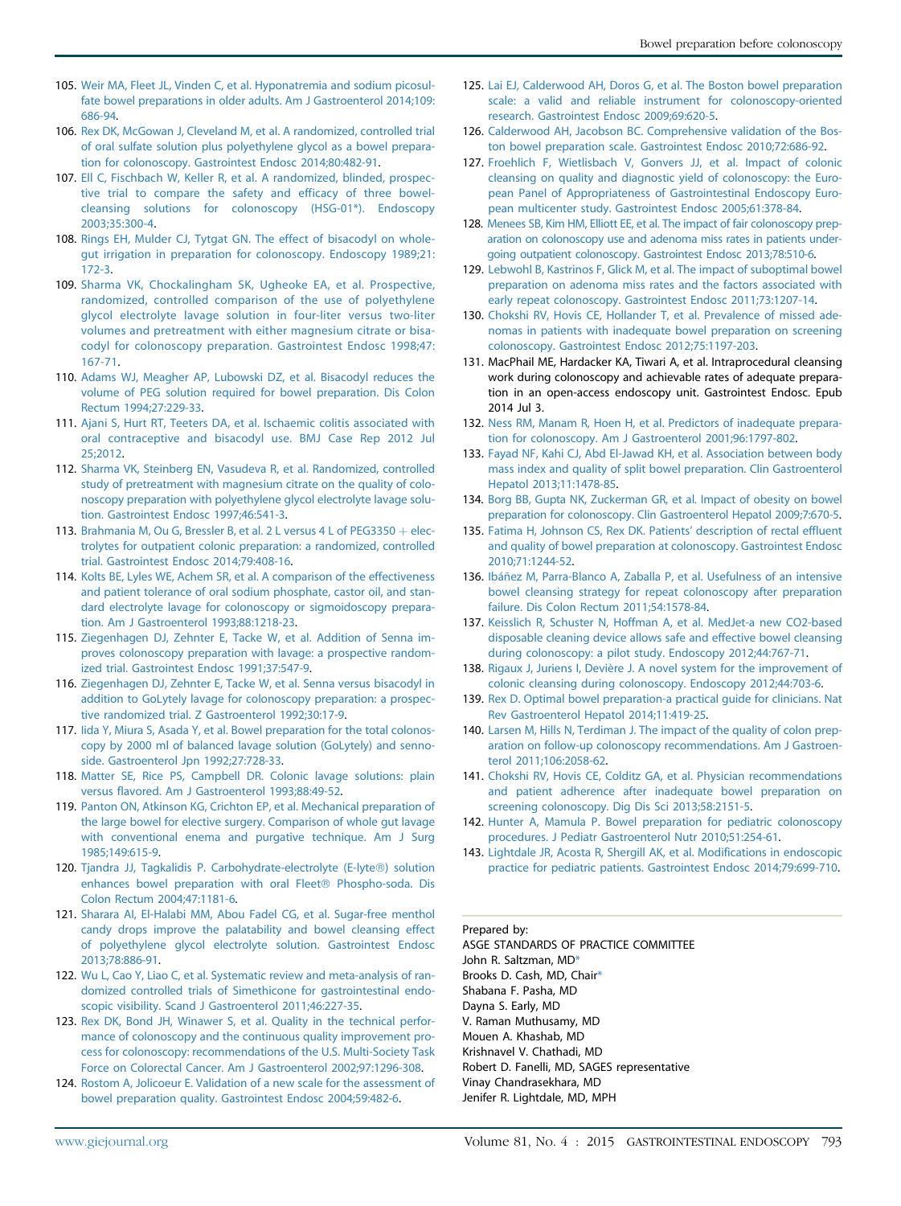105. Weir MA, Fleet JL, Vinden C, et al. Hyponatremia and sodium picosulfate bowel preparations in older adults. Am J Gastroenterol 2014;109:686-94.
106. Rex DK, McGowan J, Cleveland M, et al. A randomized, controlled trial of oral sulfate solution plus polyethylene glycol as a bowel preparation for colonoscopy. Gastrointest Endosc 2014;80:482-91.
107. Ell C, Fischbach W, Keller R, et al. A randomized, blinded, prospective trial to compare the safety and efficacy of three bowel-cleansing solutions for colonoscopy (HSG-01*). Endoscopy 2003;35:300-4.
108. Rings EH, Mulder CJ, Tytgat GN. The effect of bisacodyl on whole-gut irrigation in preparation for colonoscopy. Endoscopy 1989;21:172-3.
109. Sharma VK, Chockalingham SK, Ugheoke EA, et al. Prospective, randomized, controlled comparison of the use of polyethylene glycol electrolyte lavage solution in four-liter versus two-liter volumes and pretreatment with either magnesium citrate or bisacodyl for colonoscopy preparation. Gastrointest Endosc 1998;47:167-71.
110. Adams WJ, Meagher AP, Lubowski DZ, et al. Bisacodyl reduces the volume of PEG solution required for bowel preparation. Dis Colon Rectum 1994;27:229-33.
111. Ajani S, Hurt RT, Teeters DA, et al. Ischaemic colitis associated with oral contraceptive and bisacodyl use. BMJ Case Rep 2012 Jul 25;2012.
112. Sharma VK, Steinberg EN, Vasudeva R, et al. Randomized, controlled study of pretreatment with magnesium citrate on the quality of colonoscopy preparation with polyethylene glycol electrolyte lavage solution. Gastrointest Endosc 1997;46:541-3.
113. Brahmania M, Ou G, Bressler B, et al. 2 L versus 4 L of PEG3350 + electrolytes for outpatient colonic preparation: a randomized, controlled trial. Gastrointest Endosc 2014;79:408-16.
114. Kolts BE, Lyles WE, Achem SR, et al. A comparison of the effectiveness and patient tolerance of oral sodium phosphate, castor oil, and standard electrolyte lavage for colonoscopy or sigmoidoscopy preparation. Am J Gastroenterol 1993;88:1218-23.
115. Ziegenhagen DJ, Zehnter E, Tacke W, et al. Addition of Senna improves colonoscopy preparation with lavage: a prospective randomized trial. Gastrointest Endosc 1991;37:547-9.
116. Ziegenhagen DJ, Zehnter E, Tacke W, et al. Senna versus bisacodyl in addition to GoLytely lavage for colonoscopy preparation: a prospective randomized trial. Z Gastroenterol 1992;30:17-9.
117. Iida Y, Miura S, Asada Y, et al. Bowel preparation for the total colonoscopy by 2000 ml of balanced lavage solution (GoLytely) and sennoside. Gastroenterol Jpn 1992;27:728-33.
118. Matter SE, Rice PS, Campbell DR. Colonic lavage solutions: plain versus flavored. Am J Gastroenterol 1993;88:49-52.
119. Panton ON, Atkinson KG, Crichton EP, et al. Mechanical preparation of the large bowel for elective surgery. Comparison of whole gut lavage with conventional enema and purgative technique. Am J Surg 1985;149:615-9.
120. Tjandra JJ, Tagkalidis P. Carbohydrate-electrolyte (E-lyte®) solution enhances bowel preparation with oral Fleet® Phospho-soda. Dis Colon Rectum 2004;47:1181-6.
121. Sharara AI, El-Halabi MM, Abou Fadel CG, et al. Sugar-free menthol candy drops improve the palatability and bowel cleansing effect of polyethylene glycol electrolyte solution. Gastrointest Endosc 2013;78:886-91.
122. Wu L, Cao Y, Liao C, et al. Systematic review and meta-analysis of randomized controlled trials of Simethicone for gastrointestinal endoscopic visibility. Scand J Gastroenterol 2011;46:227-35.
123. Rex DK, Bond JH, Winawer S, et al. Quality in the technical performance of colonoscopy and the continuous quality improvement process for colonoscopy: recommendations of the U.S. Multi-Society Task Force on Colorectal Cancer. Am J Gastroenterol 2002;97:1296-308.
124. Rostom A, Jolicoeur E. Validation of a new scale for the assessment of bowel preparation quality. Gastrointest Endosc 2004;59:482-6.
125. Lai EJ, Calderwood AH, Doros G, et al. The Boston bowel preparation scale: a valid and reliable instrument for colonoscopy-oriented research. Gastrointest Endosc 2009;69:620-5.
126. Calderwood AH, Jacobson BC. Comprehensive validation of the Boston bowel preparation scale. Gastrointest Endosc 2010;72:686-92.
127. Froehlich F, Wietlisbach V, Gonvers JJ, et al. Impact of colonic cleansing on quality and diagnostic yield of colonoscopy: the European Panel of Appropriateness of Gastrointestinal Endoscopy European multicenter study. Gastrointest Endosc 2005;61:378-84.
128. Menees SB, Kim HM, Elliott EE, et al. The impact of fair colonoscopy preparation on colonoscopy use and adenoma miss rates in patients undergoing outpatient colonoscopy. Gastrointest Endosc 2013;78:510-6.
129. Lebwohl B, Kastrinos F, Glick M, et al. The impact of suboptimal bowel preparation on adenoma miss rates and the factors associated with early repeat colonoscopy. Gastrointest Endosc 2011;73:1207-14.
130. Chokshi RV, Hovis CE, Hollander T, et al. Prevalence of missed adenomas in patients with inadequate bowel preparation on screening colonoscopy. Gastrointest Endosc 2012;75:1197-203.
131. MacPhail ME, Hardacker KA, Tiwari A, et al. Intraprocedural cleansing work during colonoscopy and achievable rates of adequate preparation in an open-access endoscopy unit. Gastrointest Endosc. Epub 2014 Jul 3.
132. Ness RM, Manam R, Hoen H, et al. Predictors of inadequate preparation for colonoscopy. Am J Gastroenterol 2001;96:1797-802.
133. Fayad NF, Kahi CJ, Abd El-Jawad KH, et al. Association between body mass index and quality of split bowel preparation. Clin Gastroenterol Hepatol 2013;11:1478-85.
134. Borg BB, Gupta NK, Zuckerman GR, et al. Impact of obesity on bowel preparation for colonoscopy. Clin Gastroenterol Hepatol 2009;7:670-5.
135. Fatima H, Johnson CS, Rex DK. Patients' description of rectal effluent and quality of bowel preparation at colonoscopy. Gastrointest Endosc 2010;71:1244-52.
136. Ibáñez M, Parra-Blanco A, Zaballa P, et al. Usefulness of an intensive bowel cleansing strategy for repeat colonoscopy after preparation failure. Dis Colon Rectum 2011;54:1578-84.
137. Keisslich R, Schuster N, Hoffman A, et al. MedJet-a new CO2-based disposable cleaning device allows safe and effective bowel cleansing during colonoscopy: a pilot study. Endoscopy 2012;44:767-71.
138. Rigaux J, Juriens I, Devière J. A novel system for the improvement of colonic cleansing during colonoscopy. Endoscopy 2012;44:703-6.
139. Rex D. Optimal bowel preparation-a practical guide for clinicians. Nat Rev Gastroenterol Hepatol 2014;11:419-25.
140. Larsen M, Hills N, Terdiman J. The impact of the quality of colon preparation on follow-up colonoscopy recommendations. Am J Gastroenterol 2011;106:2058-62.
141. Chokshi RV, Hovis CE, Colditz GA, et al. Physician recommendations and patient adherence after inadequate bowel preparation on screening colonoscopy. Dig Dis Sci 2013;58:2151-5.
142. Hunter A, Mamula P. Bowel preparation for pediatric colonoscopy procedures. J Pediatr Gastroenterol Nutr 2010;51:254-61.
143. Lightdale JR, Acosta R, Shergill AK, et al. Modifications in endoscopic practice for pediatric patients. Gastrointest Endosc 2014;79:699-710.

Prepared by:
ASGE STANDARDS OF PRACTICE COMMITTEE
John R. Saltzman, MD*
Brooks D. Cash, MD, Chair*
Shabana F. Pasha, MD
Dayna S. Early, MD
V. Raman Muthusamy, MD
Mouen A. Khashab, MD
Krishnavel V. Chathadi, MD
Robert D. Fanelli, MD, SAGES representative
Vinay Chandrasekhara, MD
Jenifer R. Lightdale, MD, MPH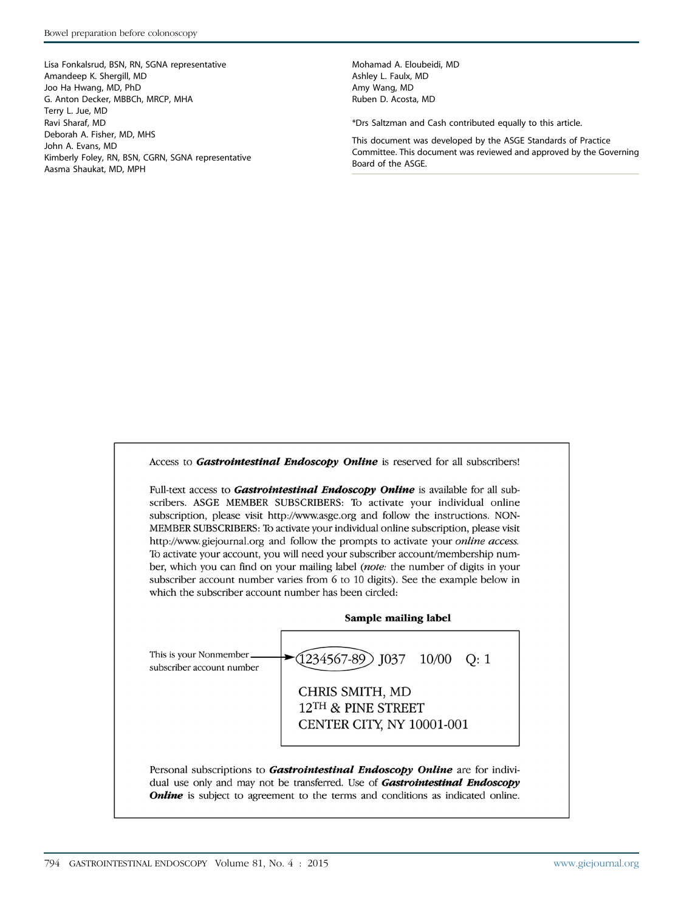Lisa Fonkalsrud, BSN, RN, SGNA representative
Amandeep K. Shergill, MD
Joo Ha Hwang, MD, PhD
G. Anton Decker, MBBCh, MRCP, MHA
Terry L. Jue, MD
Ravi Sharaf, MD
Deborah A. Fisher, MD, MHS
John A. Evans, MD
Kimberly Foley, RN, BSN, CGRN, SGNA representative
Aasma Shaukat, MD, MPH
Mohamad A. Eloubeidi, MD
Ashley L. Faulx, MD
Amy Wang, MD
Ruben D. Acosta, MD

*Drs Saltzman and Cash contributed equally to this article.

This document was developed by the ASGE Standards of Practice Committee. This document was reviewed and approved by the Governing Board of the ASGE.

Access to ***Gastrointestinal Endoscopy Online*** is reserved for all subscribers!

Full-text access to ***Gastrointestinal Endoscopy Online*** is available for all subscribers. ASGE MEMBER SUBSCRIBERS: To activate your individual online subscription, please visit http://www.asge.org and follow the instructions. NON-MEMBER SUBSCRIBERS: To activate your individual online subscription, please visit http://www.giejournal.org and follow the prompts to activate your *online access.* To activate your account, you will need your subscriber account/membership number, which you can find on your mailing label (*note:* the number of digits in your subscriber account number varies from 6 to 10 digits). See the example below in which the subscriber account number has been circled:

**Sample mailing label**

This is your Nonmember subscriber account number →

1234567-89 J037 10/00 Q: 1

CHRIS SMITH, MD
12TH & PINE STREET
CENTER CITY, NY 10001-001

Personal subscriptions to ***Gastrointestinal Endoscopy Online*** are for individual use only and may not be transferred. Use of ***Gastrointestinal Endoscopy Online*** is subject to agreement to the terms and conditions as indicated online.